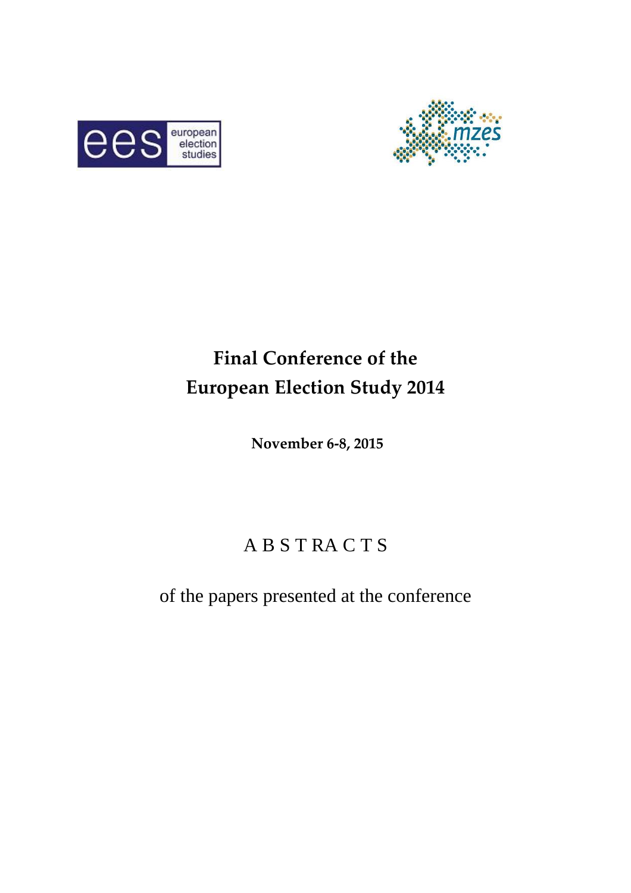# Final Conference of the European Election Study 2014

**November 6-8, 2015**

A B S T RA C T S

of the papers presented at the conference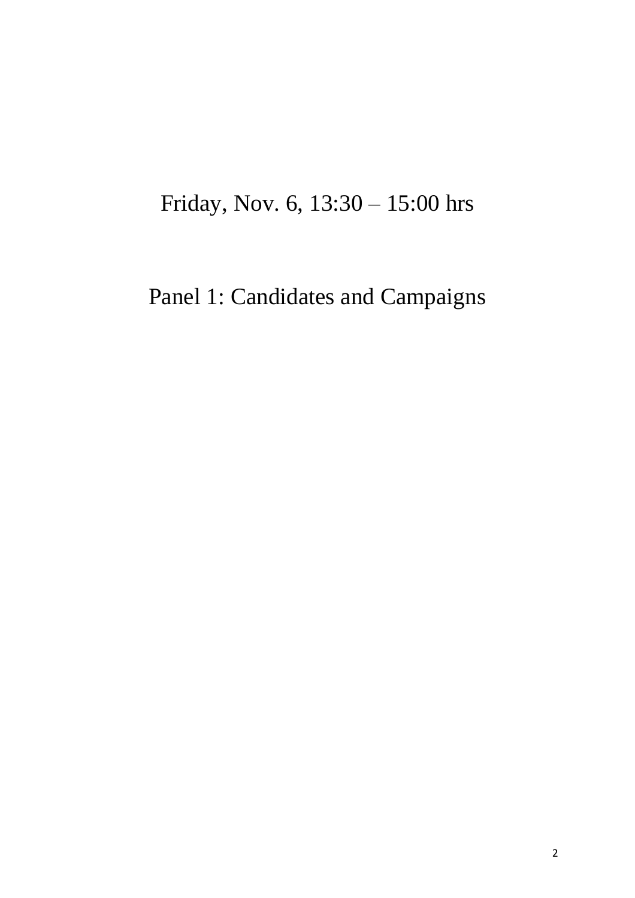Friday, Nov. 6, 13:30 – 15:00 hrs

# Panel 1: Candidates and Campaigns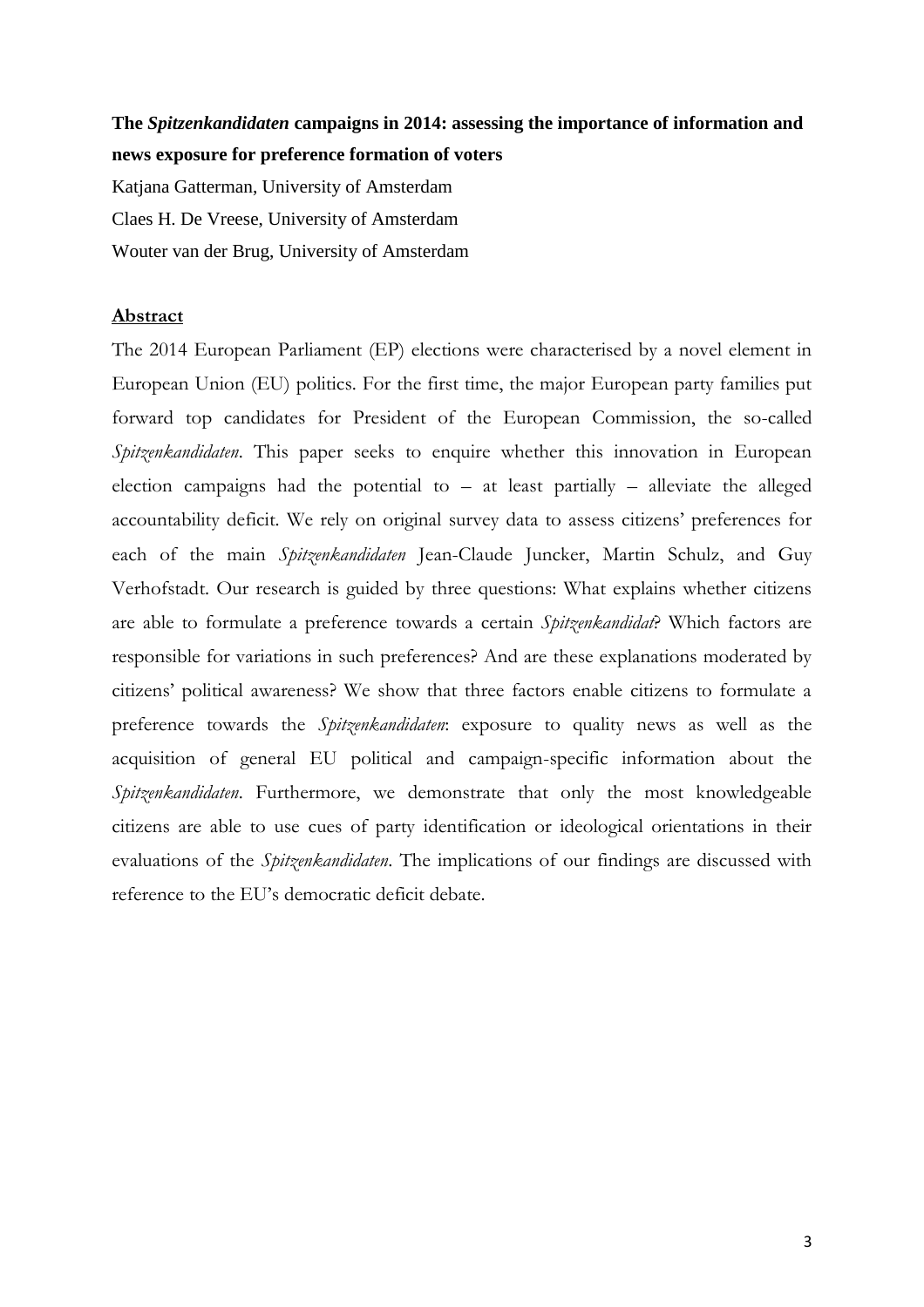**The *Spitzenkandidaten* campaigns in 2014: assessing the importance of information and news exposure for preference formation of voters**

Katjana Gatterman, University of Amsterdam

Claes H. De Vreese, University of Amsterdam

Wouter van der Brug, University of Amsterdam

## Abstract

The 2014 European Parliament (EP) elections were characterised by a novel element in European Union (EU) politics. For the first time, the major European party families put forward top candidates for President of the European Commission, the so-called *Spitzenkandidaten*. This paper seeks to enquire whether this innovation in European election campaigns had the potential to – at least partially – alleviate the alleged accountability deficit. We rely on original survey data to assess citizens' preferences for each of the main *Spitzenkandidaten* Jean-Claude Juncker, Martin Schulz, and Guy Verhofstadt. Our research is guided by three questions: What explains whether citizens are able to formulate a preference towards a certain *Spitzenkandidat*? Which factors are responsible for variations in such preferences? And are these explanations moderated by citizens' political awareness? We show that three factors enable citizens to formulate a preference towards the *Spitzenkandidaten*: exposure to quality news as well as the acquisition of general EU political and campaign-specific information about the *Spitzenkandidaten*. Furthermore, we demonstrate that only the most knowledgeable citizens are able to use cues of party identification or ideological orientations in their evaluations of the *Spitzenkandidaten*. The implications of our findings are discussed with reference to the EU's democratic deficit debate.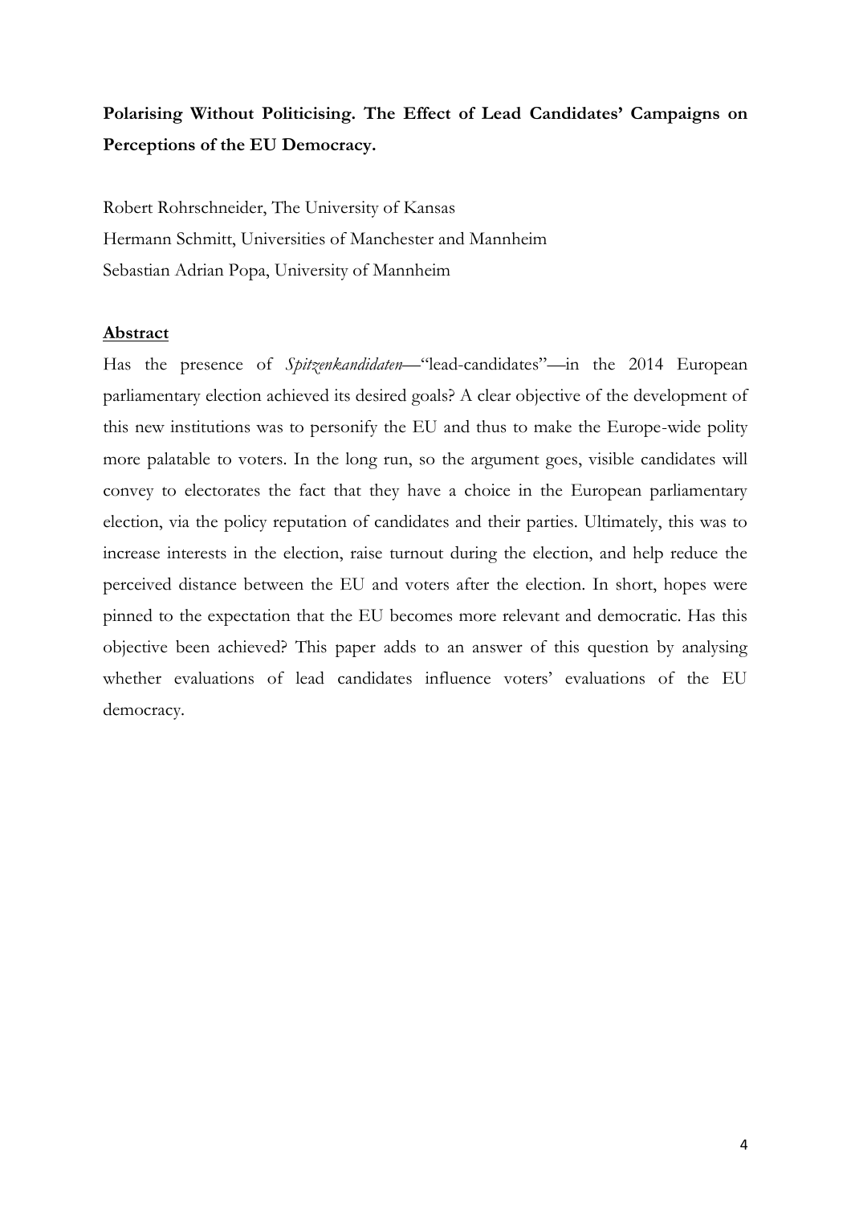**Polarising Without Politicising. The Effect of Lead Candidates' Campaigns on Perceptions of the EU Democracy.**

Robert Rohrschneider, The University of Kansas

Hermann Schmitt, Universities of Manchester and Mannheim

Sebastian Adrian Popa, University of Mannheim

## Abstract

Has the presence of *Spitzenkandidaten*—"lead-candidates"—in the 2014 European parliamentary election achieved its desired goals? A clear objective of the development of this new institutions was to personify the EU and thus to make the Europe-wide polity more palatable to voters. In the long run, so the argument goes, visible candidates will convey to electorates the fact that they have a choice in the European parliamentary election, via the policy reputation of candidates and their parties. Ultimately, this was to increase interests in the election, raise turnout during the election, and help reduce the perceived distance between the EU and voters after the election. In short, hopes were pinned to the expectation that the EU becomes more relevant and democratic. Has this objective been achieved? This paper adds to an answer of this question by analysing whether evaluations of lead candidates influence voters' evaluations of the EU democracy.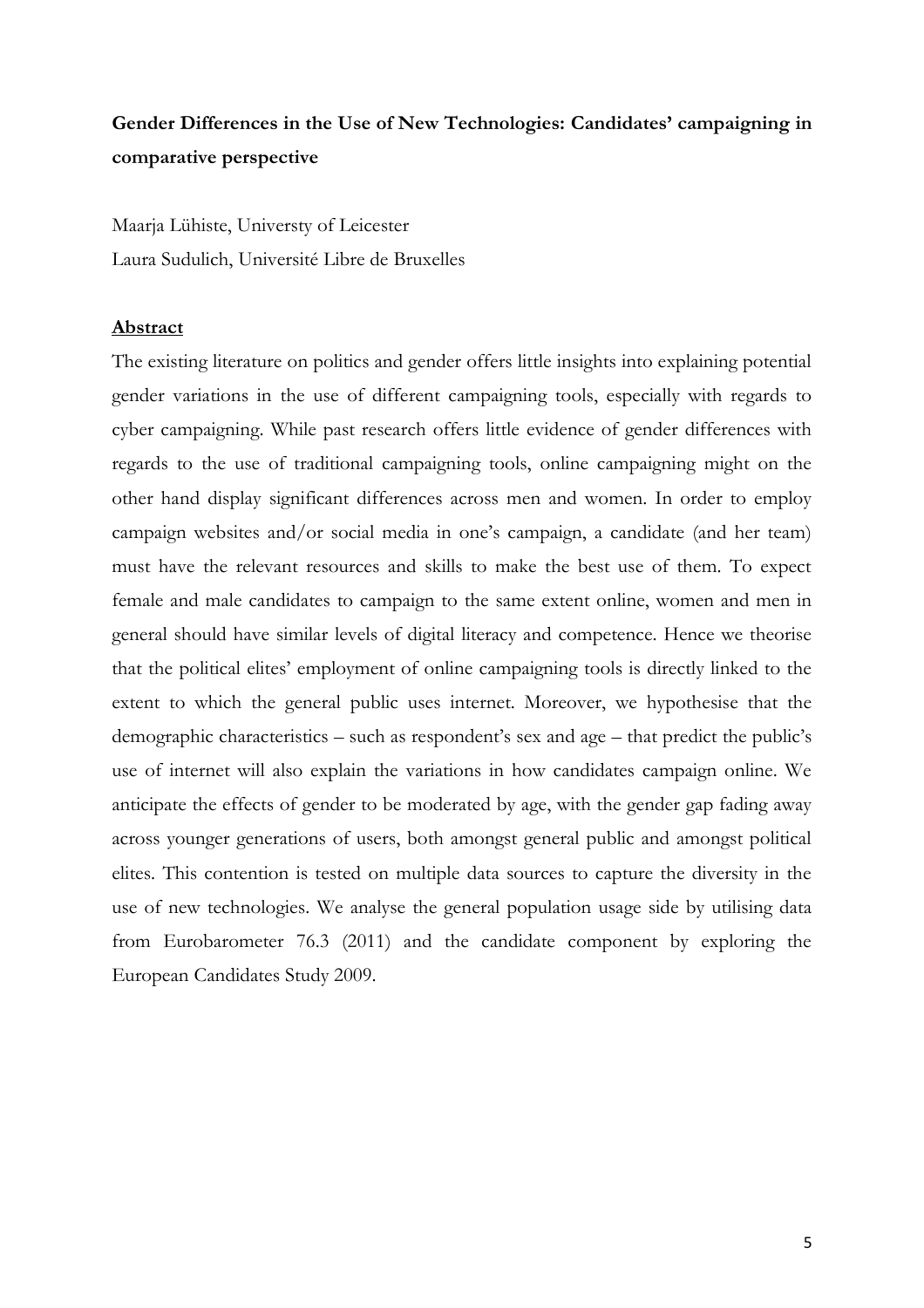**Gender Differences in the Use of New Technologies: Candidates' campaigning in comparative perspective**

Maarja Lühiste, Universty of Leicester

Laura Sudulich, Université Libre de Bruxelles

## Abstract

The existing literature on politics and gender offers little insights into explaining potential gender variations in the use of different campaigning tools, especially with regards to cyber campaigning. While past research offers little evidence of gender differences with regards to the use of traditional campaigning tools, online campaigning might on the other hand display significant differences across men and women. In order to employ campaign websites and/or social media in one's campaign, a candidate (and her team) must have the relevant resources and skills to make the best use of them. To expect female and male candidates to campaign to the same extent online, women and men in general should have similar levels of digital literacy and competence. Hence we theorise that the political elites' employment of online campaigning tools is directly linked to the extent to which the general public uses internet. Moreover, we hypothesise that the demographic characteristics – such as respondent's sex and age – that predict the public's use of internet will also explain the variations in how candidates campaign online. We anticipate the effects of gender to be moderated by age, with the gender gap fading away across younger generations of users, both amongst general public and amongst political elites. This contention is tested on multiple data sources to capture the diversity in the use of new technologies. We analyse the general population usage side by utilising data from Eurobarometer 76.3 (2011) and the candidate component by exploring the European Candidates Study 2009.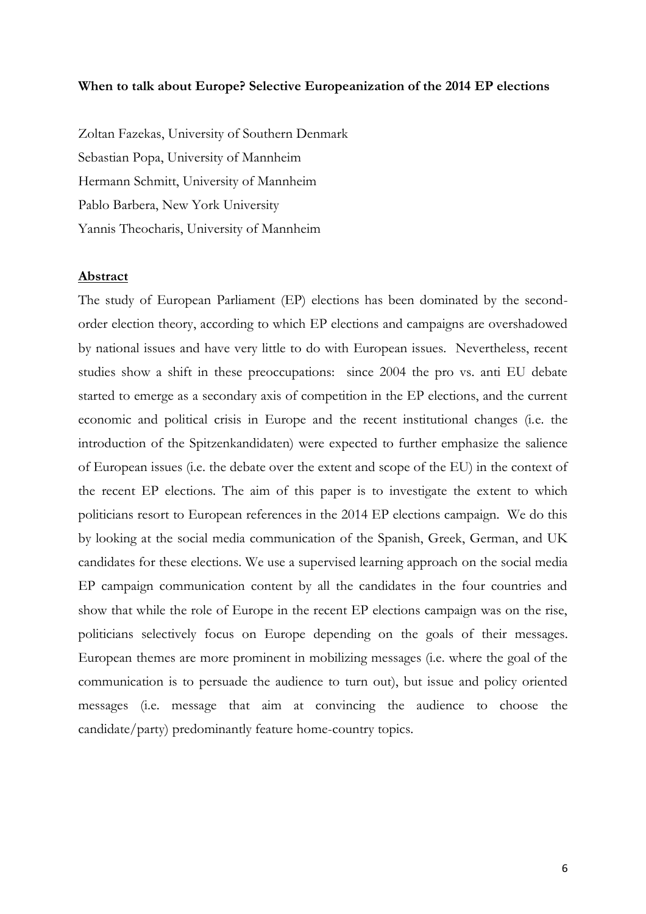**When to talk about Europe? Selective Europeanization of the 2014 EP elections**

Zoltan Fazekas, University of Southern Denmark
Sebastian Popa, University of Mannheim
Hermann Schmitt, University of Mannheim
Pablo Barbera, New York University
Yannis Theocharis, University of Mannheim

**Abstract**

The study of European Parliament (EP) elections has been dominated by the second-order election theory, according to which EP elections and campaigns are overshadowed by national issues and have very little to do with European issues. Nevertheless, recent studies show a shift in these preoccupations: since 2004 the pro vs. anti EU debate started to emerge as a secondary axis of competition in the EP elections, and the current economic and political crisis in Europe and the recent institutional changes (i.e. the introduction of the Spitzenkandidaten) were expected to further emphasize the salience of European issues (i.e. the debate over the extent and scope of the EU) in the context of the recent EP elections. The aim of this paper is to investigate the extent to which politicians resort to European references in the 2014 EP elections campaign. We do this by looking at the social media communication of the Spanish, Greek, German, and UK candidates for these elections. We use a supervised learning approach on the social media EP campaign communication content by all the candidates in the four countries and show that while the role of Europe in the recent EP elections campaign was on the rise, politicians selectively focus on Europe depending on the goals of their messages. European themes are more prominent in mobilizing messages (i.e. where the goal of the communication is to persuade the audience to turn out), but issue and policy oriented messages (i.e. message that aim at convincing the audience to choose the candidate/party) predominantly feature home-country topics.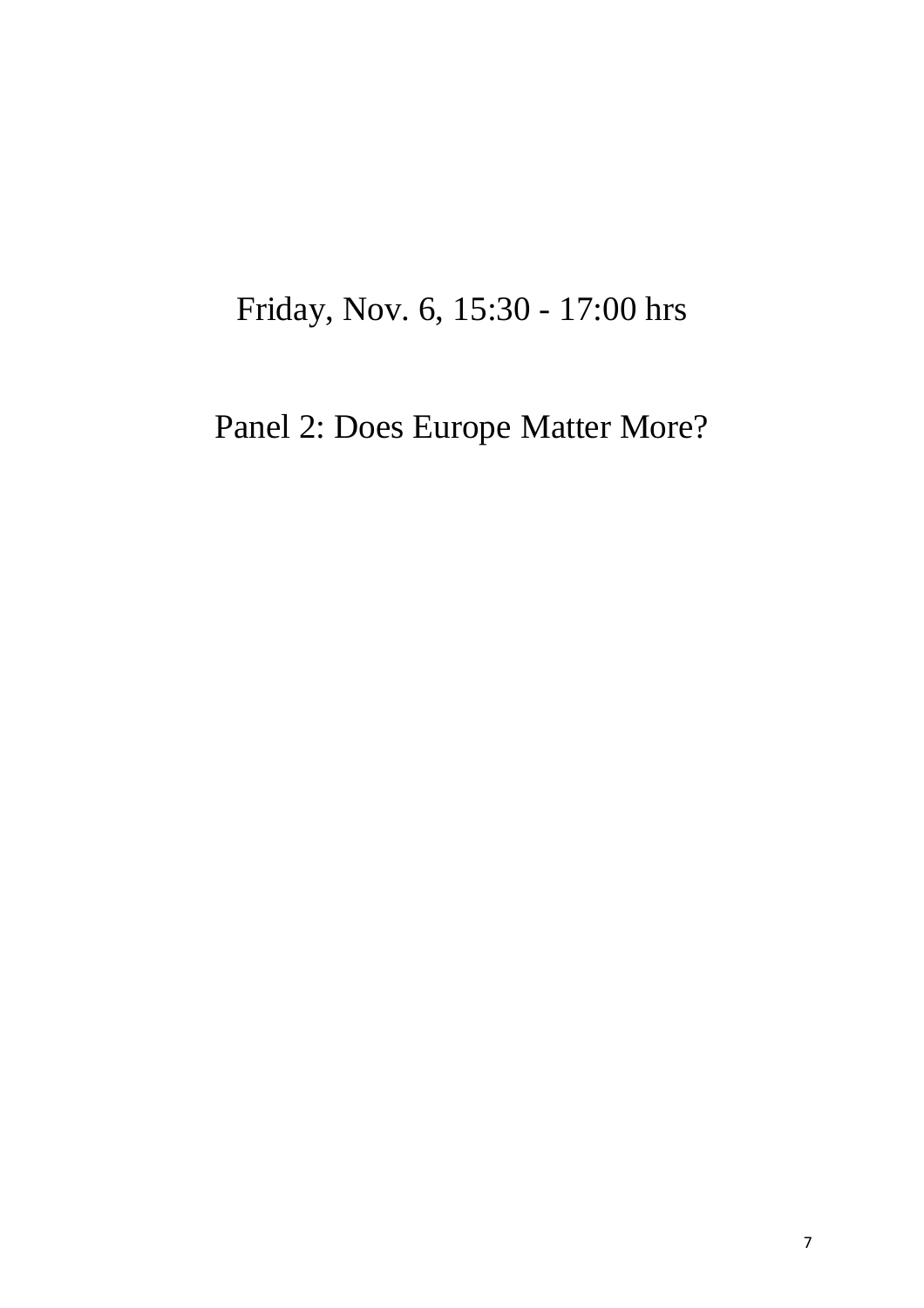Friday, Nov. 6, 15:30 - 17:00 hrs

## Panel 2: Does Europe Matter More?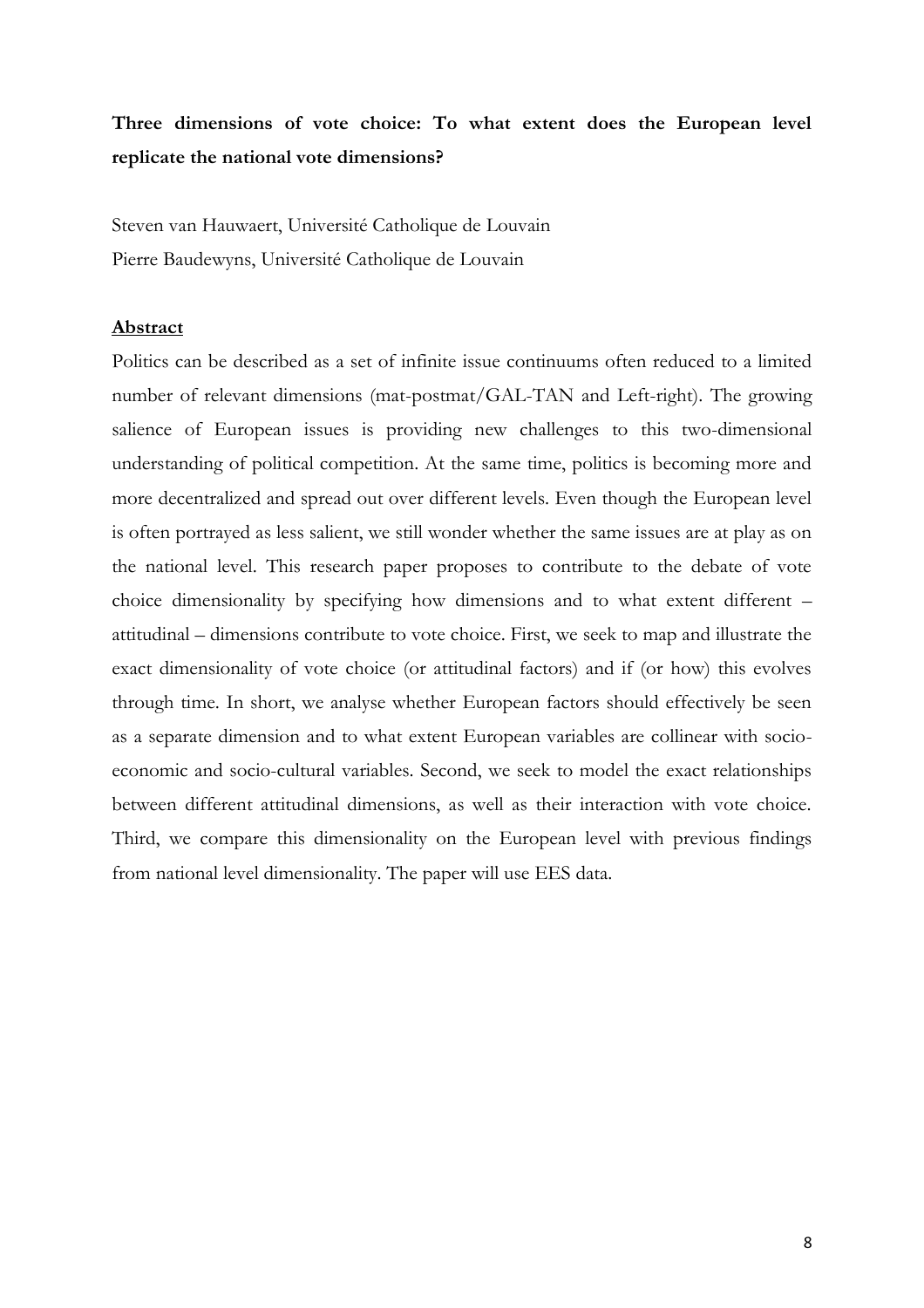**Three dimensions of vote choice: To what extent does the European level replicate the national vote dimensions?**

Steven van Hauwaert, Université Catholique de Louvain
Pierre Baudewyns, Université Catholique de Louvain

**Abstract**

Politics can be described as a set of infinite issue continuums often reduced to a limited number of relevant dimensions (mat-postmat/GAL-TAN and Left-right). The growing salience of European issues is providing new challenges to this two-dimensional understanding of political competition. At the same time, politics is becoming more and more decentralized and spread out over different levels. Even though the European level is often portrayed as less salient, we still wonder whether the same issues are at play as on the national level. This research paper proposes to contribute to the debate of vote choice dimensionality by specifying how dimensions and to what extent different – attitudinal – dimensions contribute to vote choice. First, we seek to map and illustrate the exact dimensionality of vote choice (or attitudinal factors) and if (or how) this evolves through time. In short, we analyse whether European factors should effectively be seen as a separate dimension and to what extent European variables are collinear with socio-economic and socio-cultural variables. Second, we seek to model the exact relationships between different attitudinal dimensions, as well as their interaction with vote choice. Third, we compare this dimensionality on the European level with previous findings from national level dimensionality. The paper will use EES data.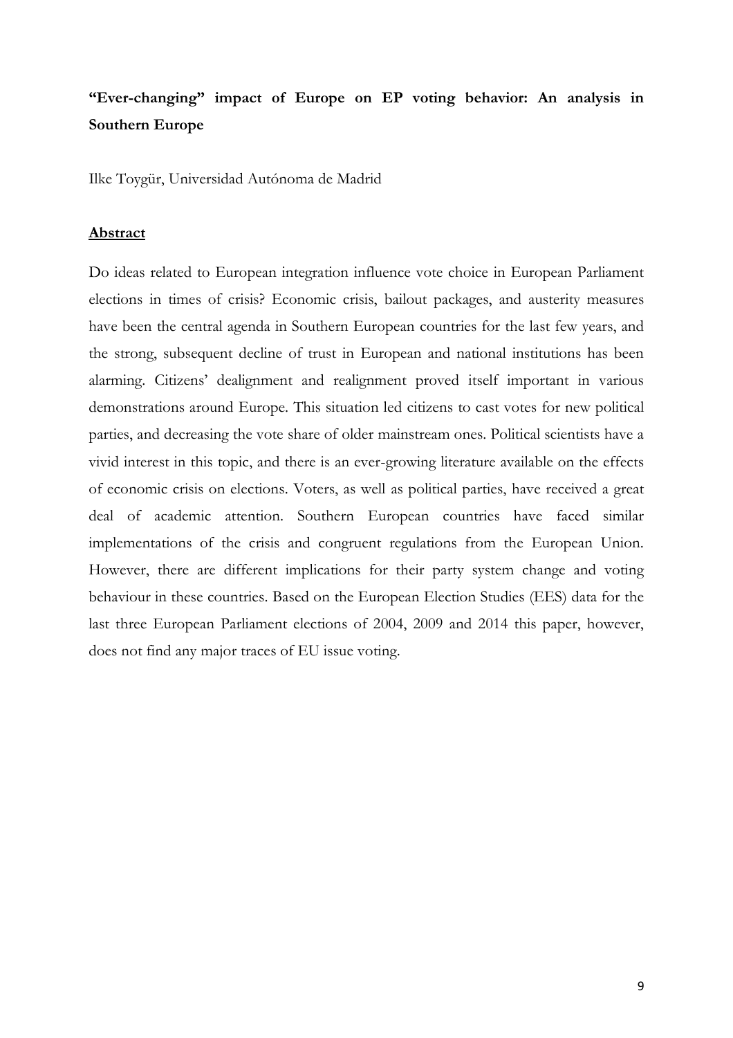# **"Ever-changing" impact of Europe on EP voting behavior: An analysis in Southern Europe**

Ilke Toygür, Universidad Autónoma de Madrid

## **Abstract**

Do ideas related to European integration influence vote choice in European Parliament elections in times of crisis? Economic crisis, bailout packages, and austerity measures have been the central agenda in Southern European countries for the last few years, and the strong, subsequent decline of trust in European and national institutions has been alarming. Citizens' dealignment and realignment proved itself important in various demonstrations around Europe. This situation led citizens to cast votes for new political parties, and decreasing the vote share of older mainstream ones. Political scientists have a vivid interest in this topic, and there is an ever-growing literature available on the effects of economic crisis on elections. Voters, as well as political parties, have received a great deal of academic attention. Southern European countries have faced similar implementations of the crisis and congruent regulations from the European Union. However, there are different implications for their party system change and voting behaviour in these countries. Based on the European Election Studies (EES) data for the last three European Parliament elections of 2004, 2009 and 2014 this paper, however, does not find any major traces of EU issue voting.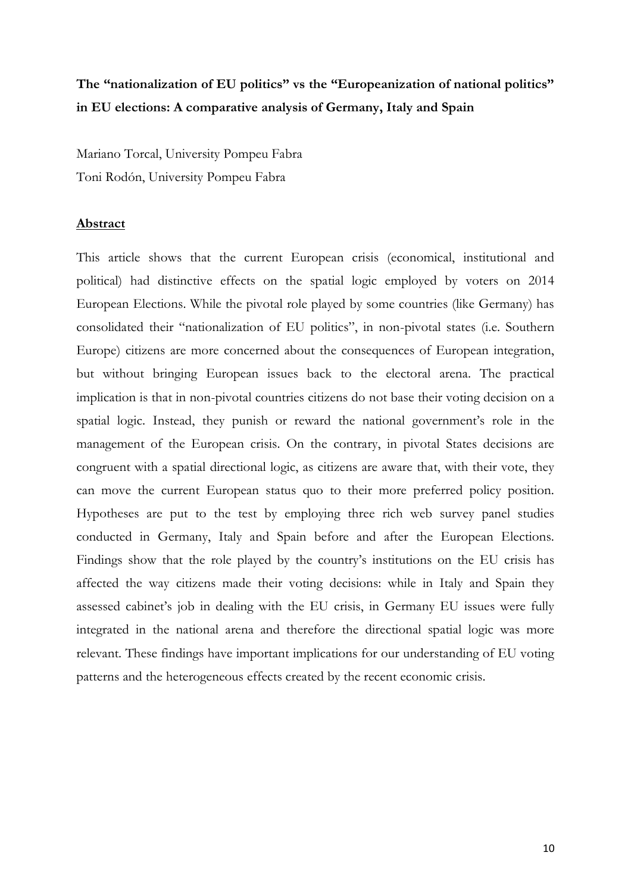**The "nationalization of EU politics" vs the "Europeanization of national politics" in EU elections: A comparative analysis of Germany, Italy and Spain**

Mariano Torcal, University Pompeu Fabra

Toni Rodón, University Pompeu Fabra

## Abstract

This article shows that the current European crisis (economical, institutional and political) had distinctive effects on the spatial logic employed by voters on 2014 European Elections. While the pivotal role played by some countries (like Germany) has consolidated their "nationalization of EU politics", in non-pivotal states (i.e. Southern Europe) citizens are more concerned about the consequences of European integration, but without bringing European issues back to the electoral arena. The practical implication is that in non-pivotal countries citizens do not base their voting decision on a spatial logic. Instead, they punish or reward the national government's role in the management of the European crisis. On the contrary, in pivotal States decisions are congruent with a spatial directional logic, as citizens are aware that, with their vote, they can move the current European status quo to their more preferred policy position. Hypotheses are put to the test by employing three rich web survey panel studies conducted in Germany, Italy and Spain before and after the European Elections. Findings show that the role played by the country's institutions on the EU crisis has affected the way citizens made their voting decisions: while in Italy and Spain they assessed cabinet's job in dealing with the EU crisis, in Germany EU issues were fully integrated in the national arena and therefore the directional spatial logic was more relevant. These findings have important implications for our understanding of EU voting patterns and the heterogeneous effects created by the recent economic crisis.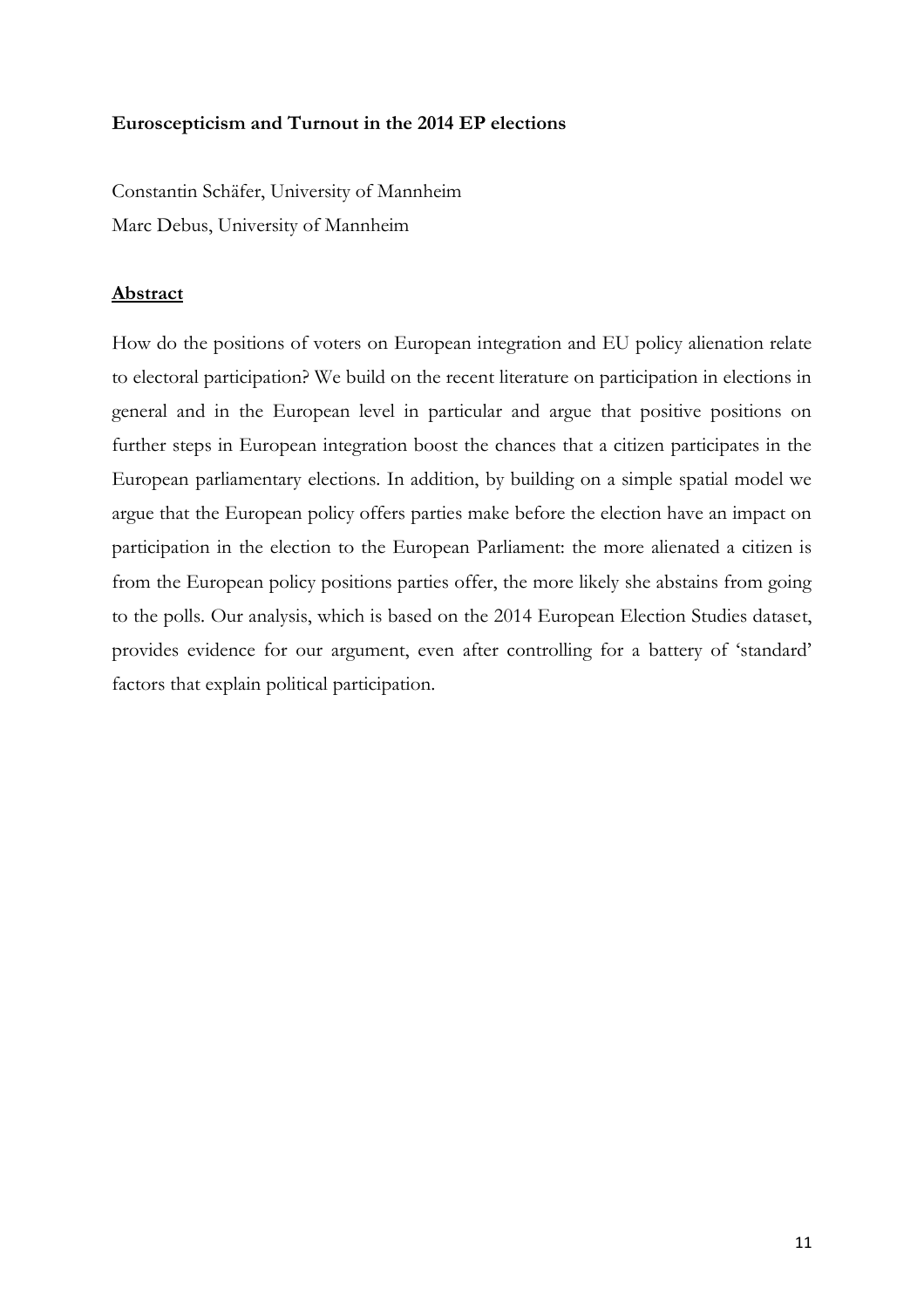**Euroscepticism and Turnout in the 2014 EP elections**

Constantin Schäfer, University of Mannheim
Marc Debus, University of Mannheim

**Abstract**

How do the positions of voters on European integration and EU policy alienation relate to electoral participation? We build on the recent literature on participation in elections in general and in the European level in particular and argue that positive positions on further steps in European integration boost the chances that a citizen participates in the European parliamentary elections. In addition, by building on a simple spatial model we argue that the European policy offers parties make before the election have an impact on participation in the election to the European Parliament: the more alienated a citizen is from the European policy positions parties offer, the more likely she abstains from going to the polls. Our analysis, which is based on the 2014 European Election Studies dataset, provides evidence for our argument, even after controlling for a battery of 'standard' factors that explain political participation.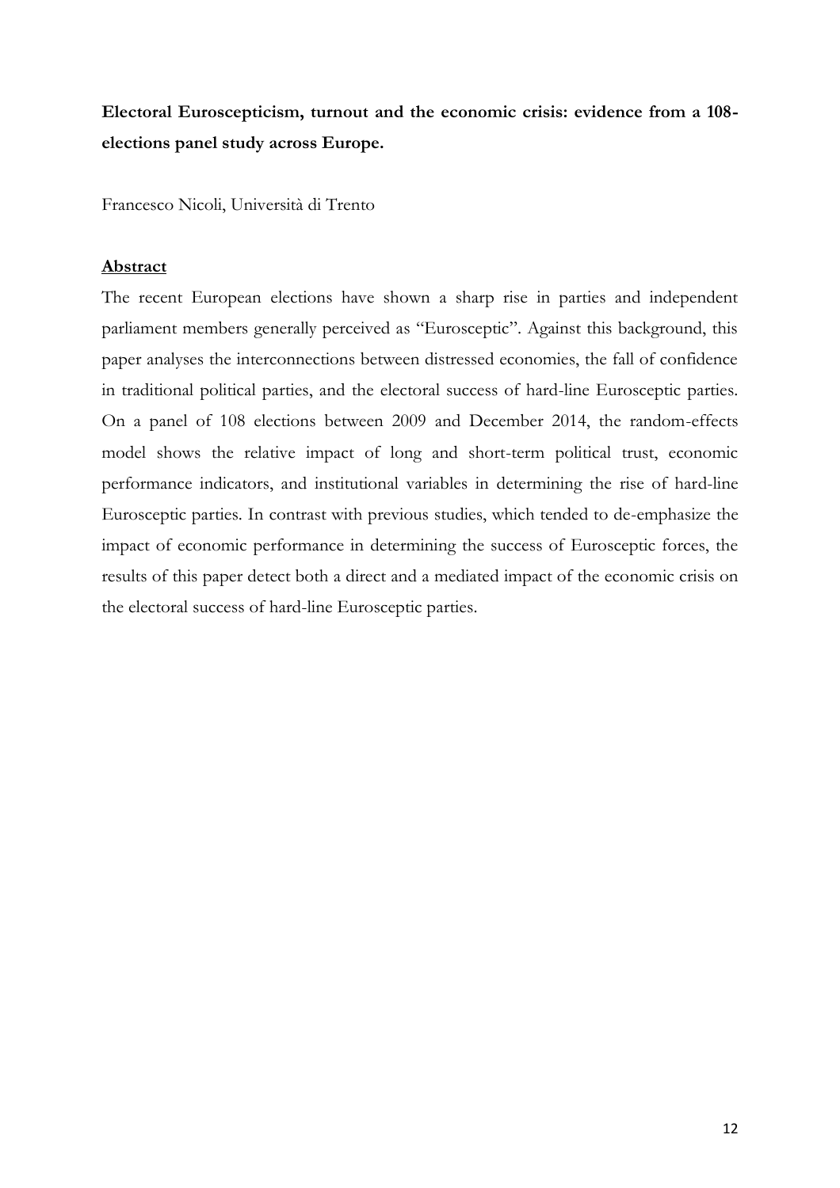**Electoral Euroscepticism, turnout and the economic crisis: evidence from a 108-elections panel study across Europe.**

Francesco Nicoli, Università di Trento

## Abstract

The recent European elections have shown a sharp rise in parties and independent parliament members generally perceived as "Eurosceptic". Against this background, this paper analyses the interconnections between distressed economies, the fall of confidence in traditional political parties, and the electoral success of hard-line Eurosceptic parties. On a panel of 108 elections between 2009 and December 2014, the random-effects model shows the relative impact of long and short-term political trust, economic performance indicators, and institutional variables in determining the rise of hard-line Eurosceptic parties. In contrast with previous studies, which tended to de-emphasize the impact of economic performance in determining the success of Eurosceptic forces, the results of this paper detect both a direct and a mediated impact of the economic crisis on the electoral success of hard-line Eurosceptic parties.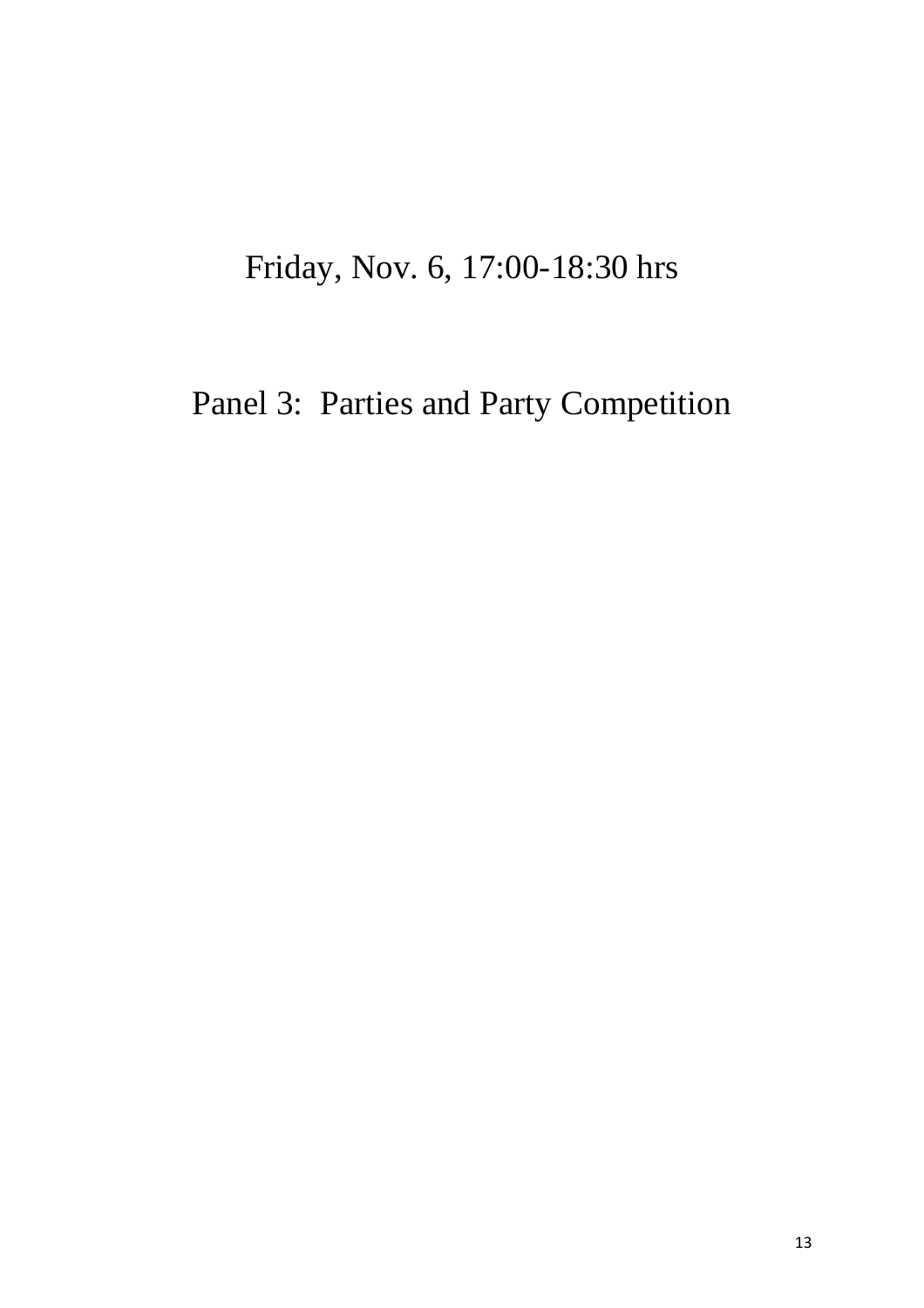Friday, Nov. 6, 17:00-18:30 hrs

# Panel 3: Parties and Party Competition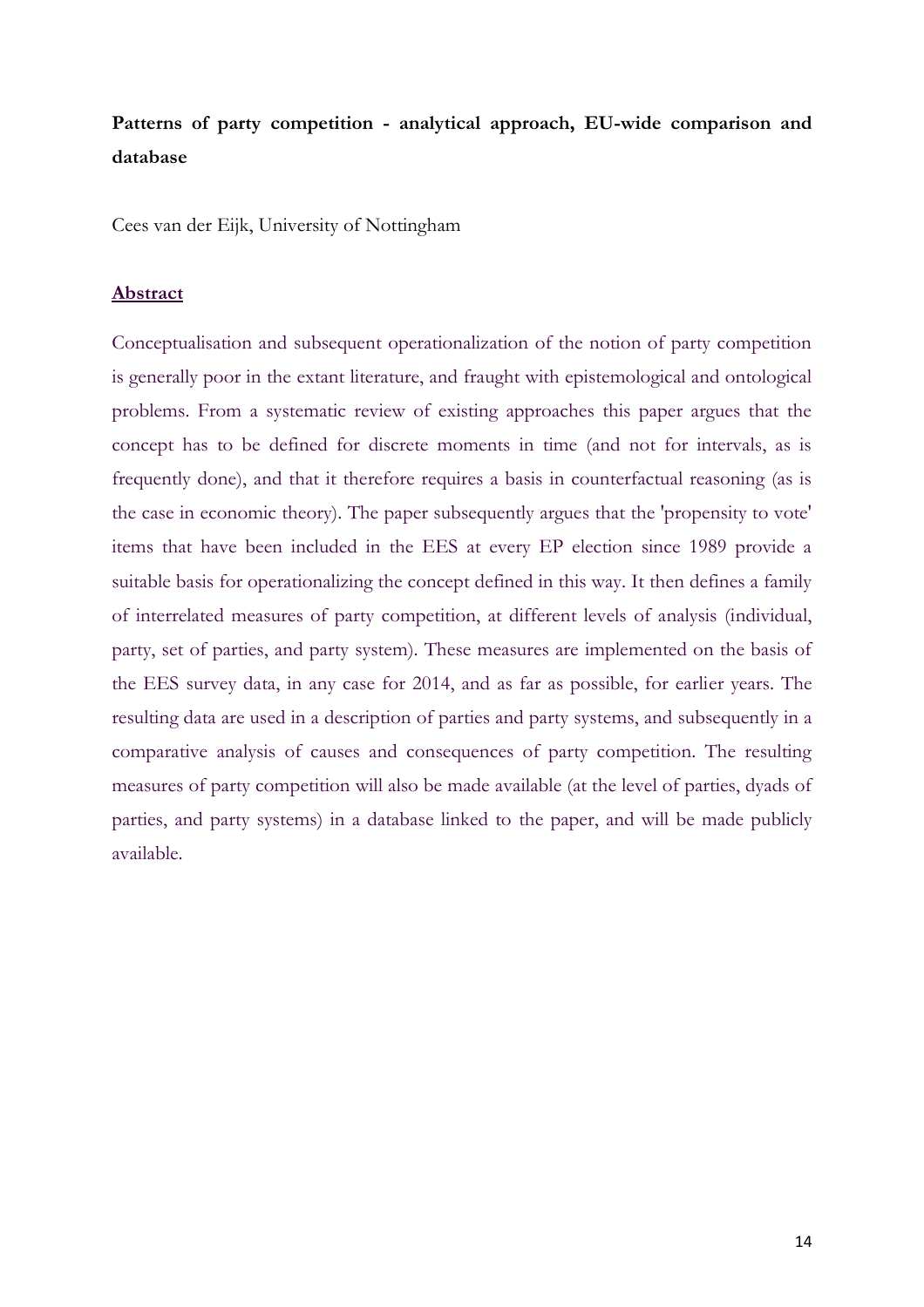**Patterns of party competition - analytical approach, EU-wide comparison and database**

Cees van der Eijk, University of Nottingham

**Abstract**

Conceptualisation and subsequent operationalization of the notion of party competition is generally poor in the extant literature, and fraught with epistemological and ontological problems. From a systematic review of existing approaches this paper argues that the concept has to be defined for discrete moments in time (and not for intervals, as is frequently done), and that it therefore requires a basis in counterfactual reasoning (as is the case in economic theory). The paper subsequently argues that the 'propensity to vote' items that have been included in the EES at every EP election since 1989 provide a suitable basis for operationalizing the concept defined in this way. It then defines a family of interrelated measures of party competition, at different levels of analysis (individual, party, set of parties, and party system). These measures are implemented on the basis of the EES survey data, in any case for 2014, and as far as possible, for earlier years. The resulting data are used in a description of parties and party systems, and subsequently in a comparative analysis of causes and consequences of party competition. The resulting measures of party competition will also be made available (at the level of parties, dyads of parties, and party systems) in a database linked to the paper, and will be made publicly available.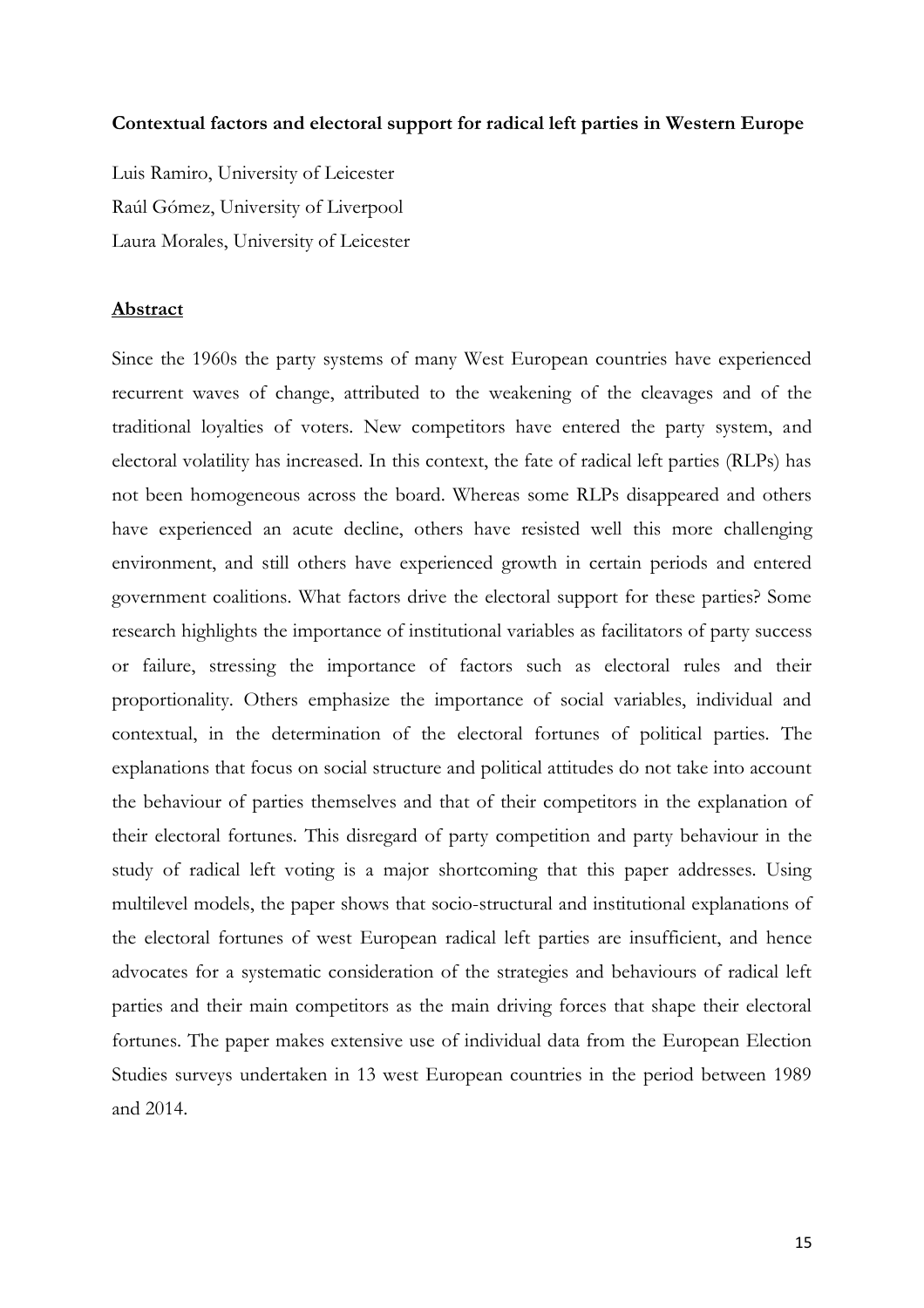**Contextual factors and electoral support for radical left parties in Western Europe**

Luis Ramiro, University of Leicester

Raúl Gómez, University of Liverpool

Laura Morales, University of Leicester

**Abstract**

Since the 1960s the party systems of many West European countries have experienced recurrent waves of change, attributed to the weakening of the cleavages and of the traditional loyalties of voters. New competitors have entered the party system, and electoral volatility has increased. In this context, the fate of radical left parties (RLPs) has not been homogeneous across the board. Whereas some RLPs disappeared and others have experienced an acute decline, others have resisted well this more challenging environment, and still others have experienced growth in certain periods and entered government coalitions. What factors drive the electoral support for these parties? Some research highlights the importance of institutional variables as facilitators of party success or failure, stressing the importance of factors such as electoral rules and their proportionality. Others emphasize the importance of social variables, individual and contextual, in the determination of the electoral fortunes of political parties. The explanations that focus on social structure and political attitudes do not take into account the behaviour of parties themselves and that of their competitors in the explanation of their electoral fortunes. This disregard of party competition and party behaviour in the study of radical left voting is a major shortcoming that this paper addresses. Using multilevel models, the paper shows that socio-structural and institutional explanations of the electoral fortunes of west European radical left parties are insufficient, and hence advocates for a systematic consideration of the strategies and behaviours of radical left parties and their main competitors as the main driving forces that shape their electoral fortunes. The paper makes extensive use of individual data from the European Election Studies surveys undertaken in 13 west European countries in the period between 1989 and 2014.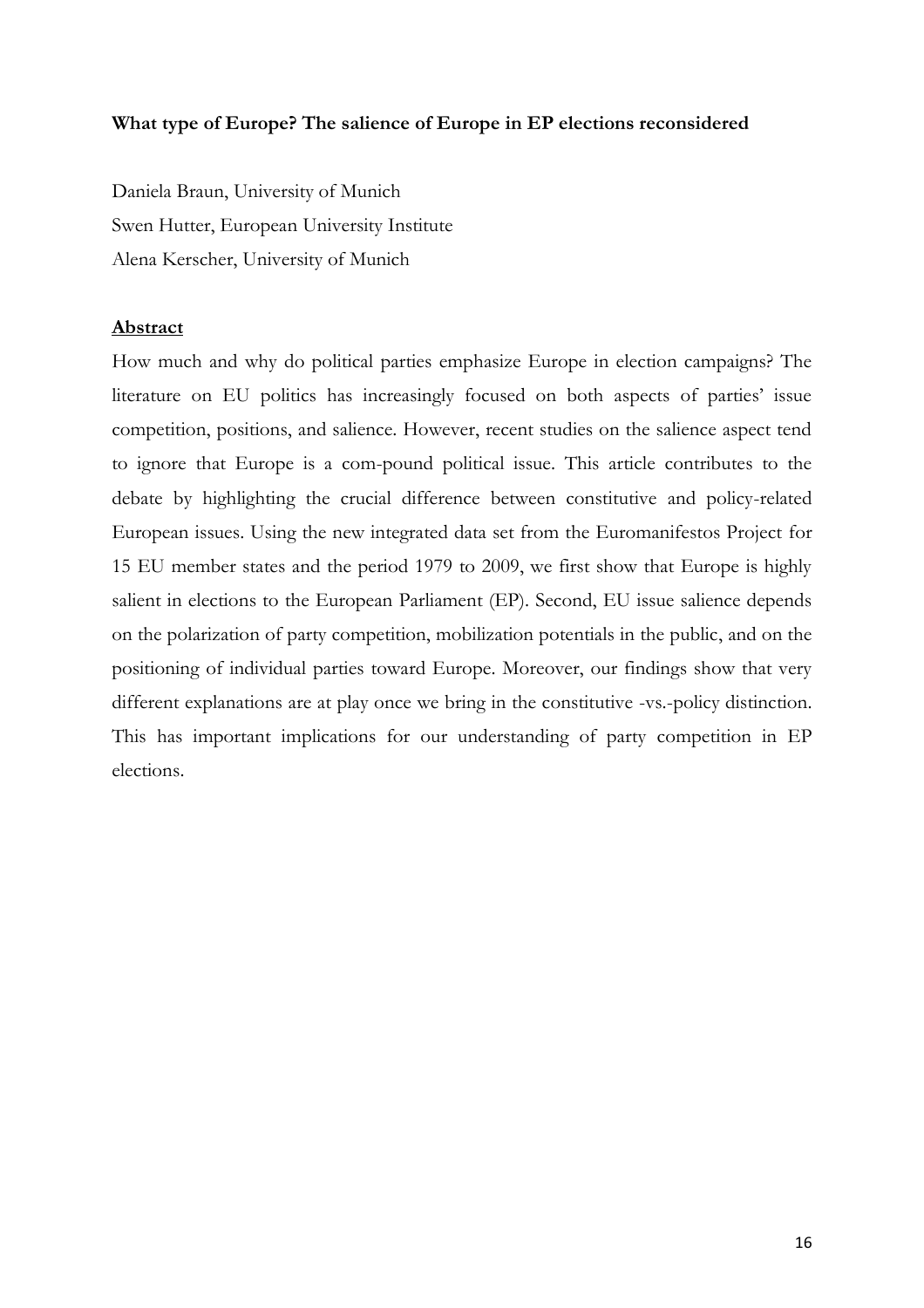**What type of Europe? The salience of Europe in EP elections reconsidered**

Daniela Braun, University of Munich

Swen Hutter, European University Institute

Alena Kerscher, University of Munich

**Abstract**

How much and why do political parties emphasize Europe in election campaigns? The literature on EU politics has increasingly focused on both aspects of parties' issue competition, positions, and salience. However, recent studies on the salience aspect tend to ignore that Europe is a com-pound political issue. This article contributes to the debate by highlighting the crucial difference between constitutive and policy-related European issues. Using the new integrated data set from the Euromanifestos Project for 15 EU member states and the period 1979 to 2009, we first show that Europe is highly salient in elections to the European Parliament (EP). Second, EU issue salience depends on the polarization of party competition, mobilization potentials in the public, and on the positioning of individual parties toward Europe. Moreover, our findings show that very different explanations are at play once we bring in the constitutive -vs.-policy distinction. This has important implications for our understanding of party competition in EP elections.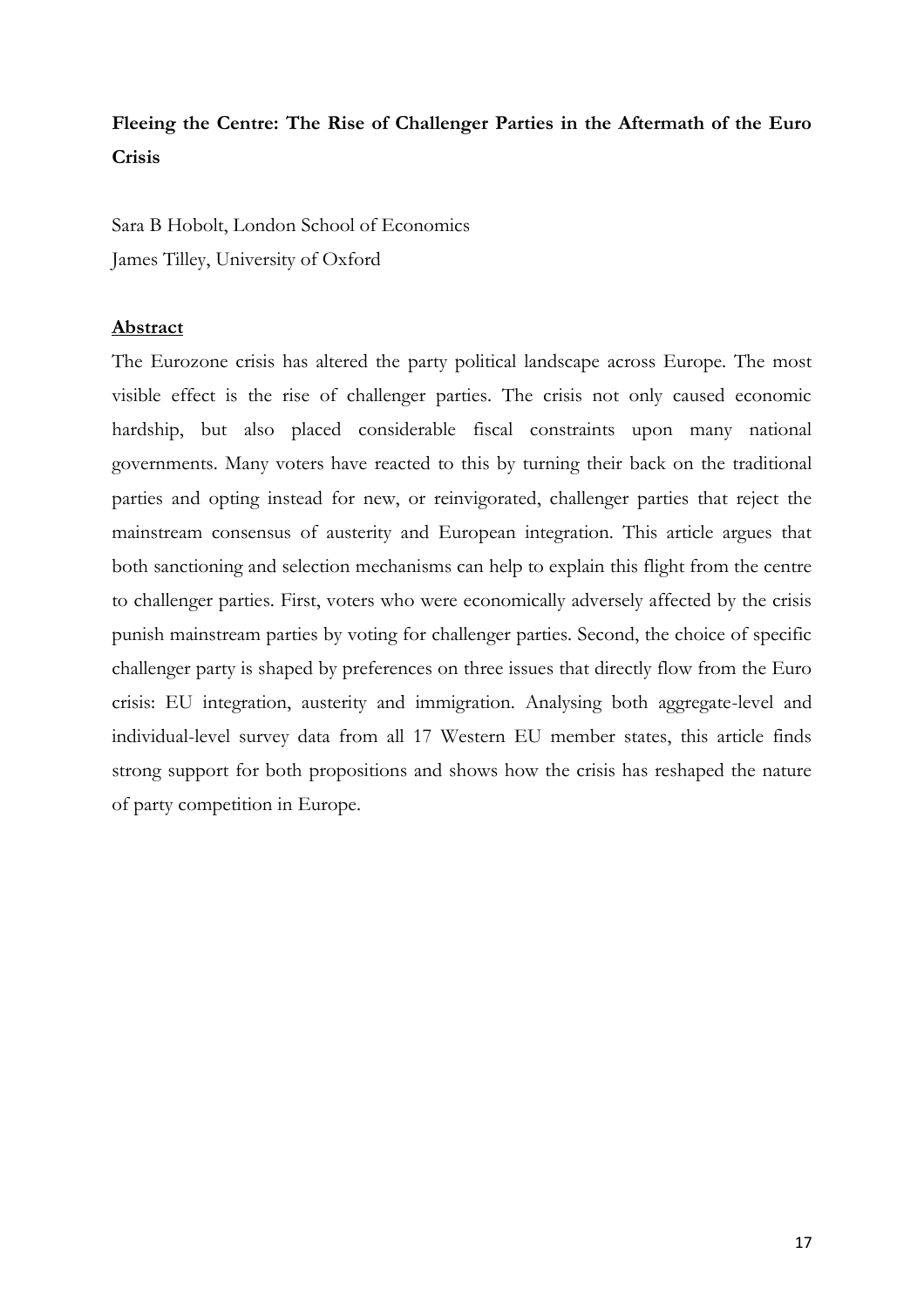**Fleeing the Centre: The Rise of Challenger Parties in the Aftermath of the Euro Crisis**

Sara B Hobolt, London School of Economics

James Tilley, University of Oxford

**Abstract**

The Eurozone crisis has altered the party political landscape across Europe. The most visible effect is the rise of challenger parties. The crisis not only caused economic hardship, but also placed considerable fiscal constraints upon many national governments. Many voters have reacted to this by turning their back on the traditional parties and opting instead for new, or reinvigorated, challenger parties that reject the mainstream consensus of austerity and European integration. This article argues that both sanctioning and selection mechanisms can help to explain this flight from the centre to challenger parties. First, voters who were economically adversely affected by the crisis punish mainstream parties by voting for challenger parties. Second, the choice of specific challenger party is shaped by preferences on three issues that directly flow from the Euro crisis: EU integration, austerity and immigration. Analysing both aggregate-level and individual-level survey data from all 17 Western EU member states, this article finds strong support for both propositions and shows how the crisis has reshaped the nature of party competition in Europe.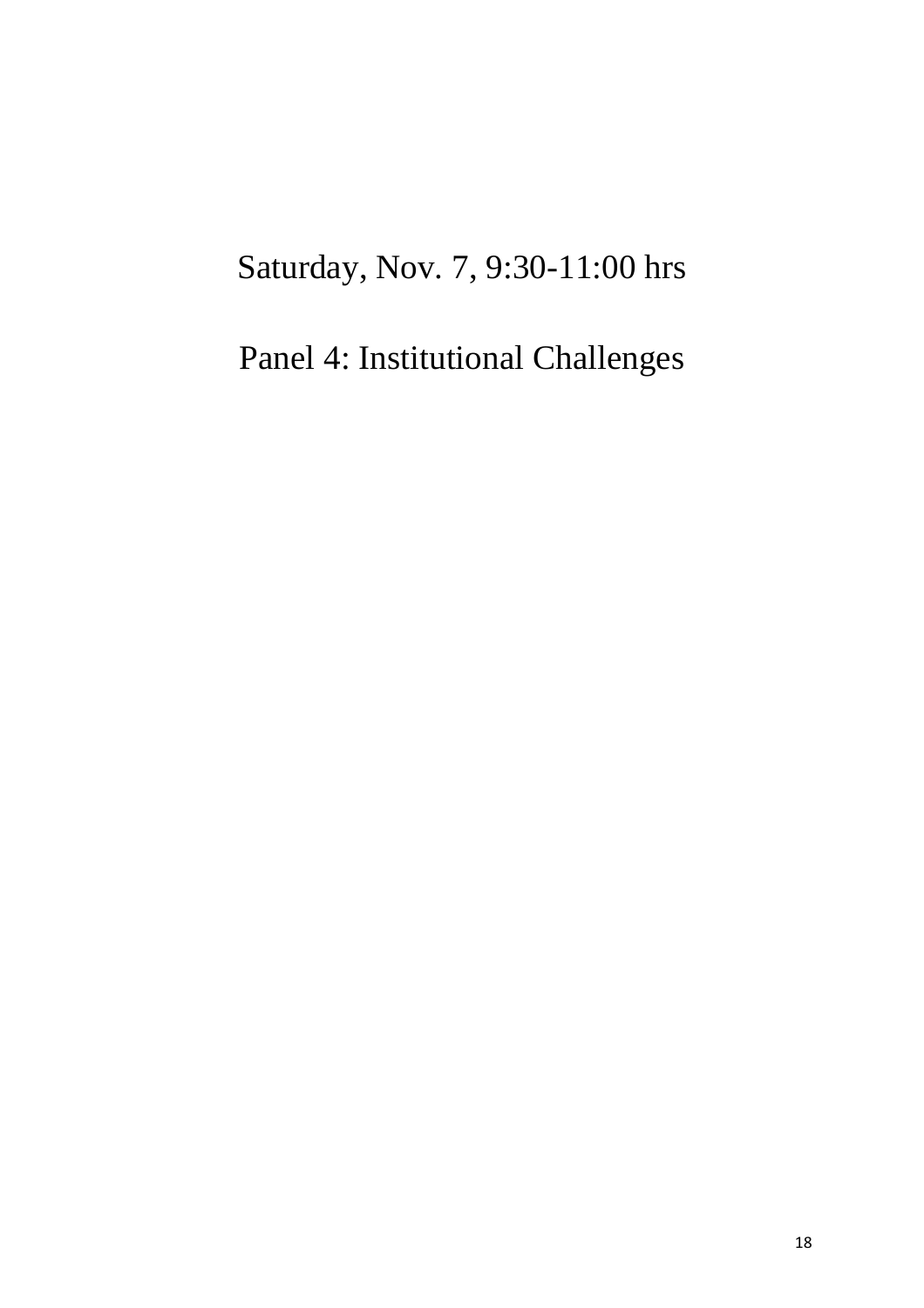Saturday, Nov. 7, 9:30-11:00 hrs

# Panel 4: Institutional Challenges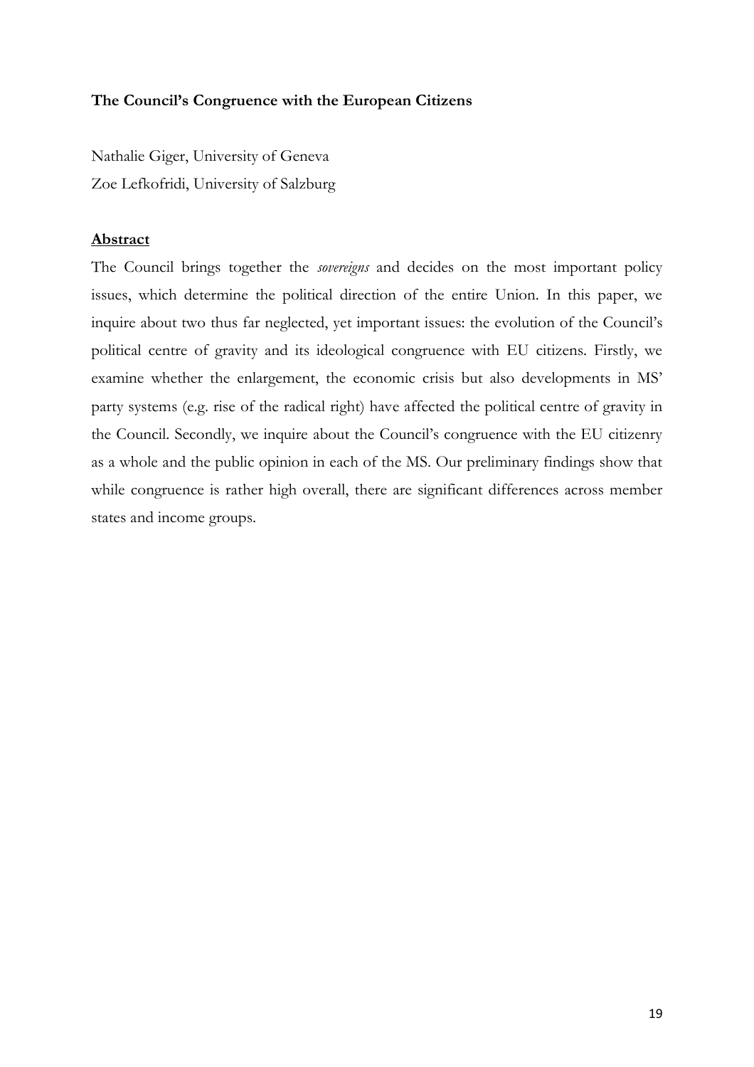**The Council's Congruence with the European Citizens**

Nathalie Giger, University of Geneva

Zoe Lefkofridi, University of Salzburg

**Abstract**

The Council brings together the *sovereigns* and decides on the most important policy issues, which determine the political direction of the entire Union. In this paper, we inquire about two thus far neglected, yet important issues: the evolution of the Council's political centre of gravity and its ideological congruence with EU citizens. Firstly, we examine whether the enlargement, the economic crisis but also developments in MS' party systems (e.g. rise of the radical right) have affected the political centre of gravity in the Council. Secondly, we inquire about the Council's congruence with the EU citizenry as a whole and the public opinion in each of the MS. Our preliminary findings show that while congruence is rather high overall, there are significant differences across member states and income groups.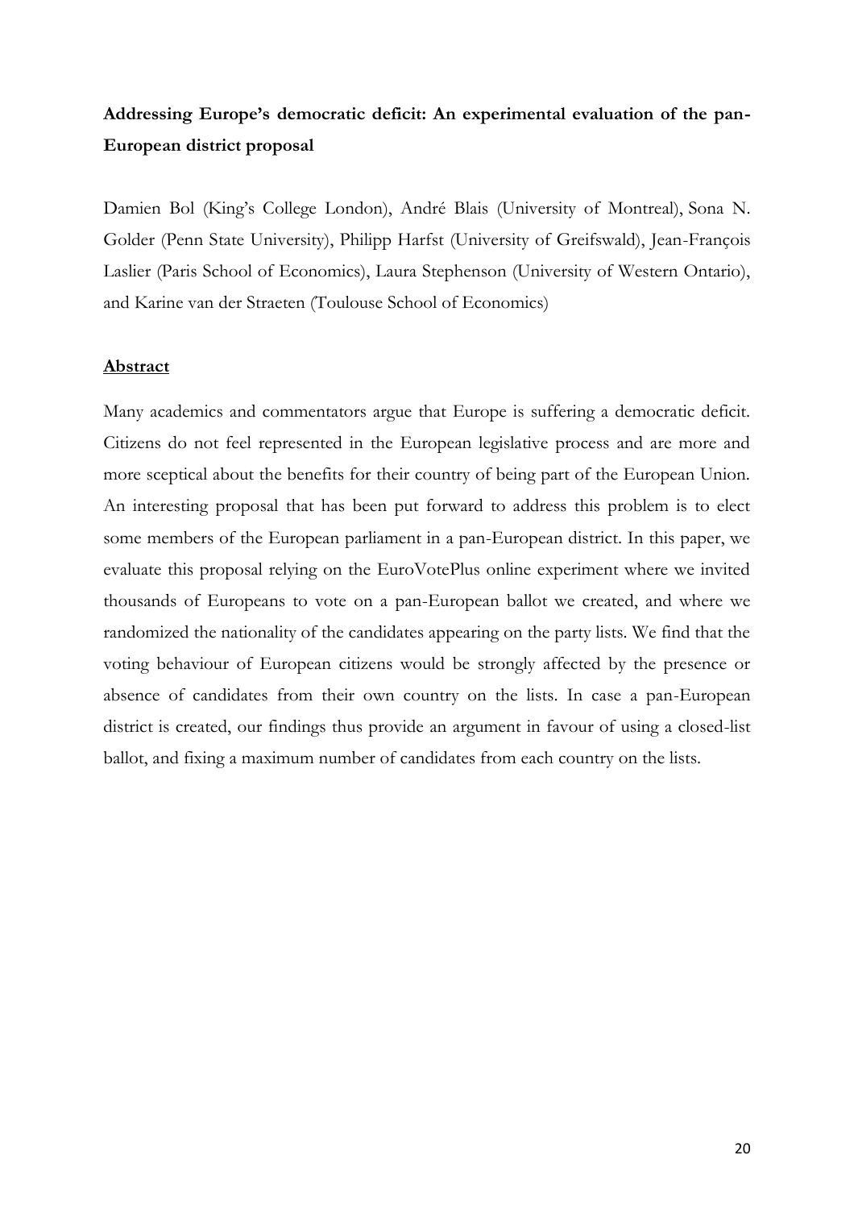**Addressing Europe's democratic deficit: An experimental evaluation of the pan-European district proposal**

Damien Bol (King's College London), André Blais (University of Montreal), Sona N. Golder (Penn State University), Philipp Harfst (University of Greifswald), Jean-François Laslier (Paris School of Economics), Laura Stephenson (University of Western Ontario), and Karine van der Straeten (Toulouse School of Economics)

**Abstract**

Many academics and commentators argue that Europe is suffering a democratic deficit. Citizens do not feel represented in the European legislative process and are more and more sceptical about the benefits for their country of being part of the European Union. An interesting proposal that has been put forward to address this problem is to elect some members of the European parliament in a pan-European district. In this paper, we evaluate this proposal relying on the EuroVotePlus online experiment where we invited thousands of Europeans to vote on a pan-European ballot we created, and where we randomized the nationality of the candidates appearing on the party lists. We find that the voting behaviour of European citizens would be strongly affected by the presence or absence of candidates from their own country on the lists. In case a pan-European district is created, our findings thus provide an argument in favour of using a closed-list ballot, and fixing a maximum number of candidates from each country on the lists.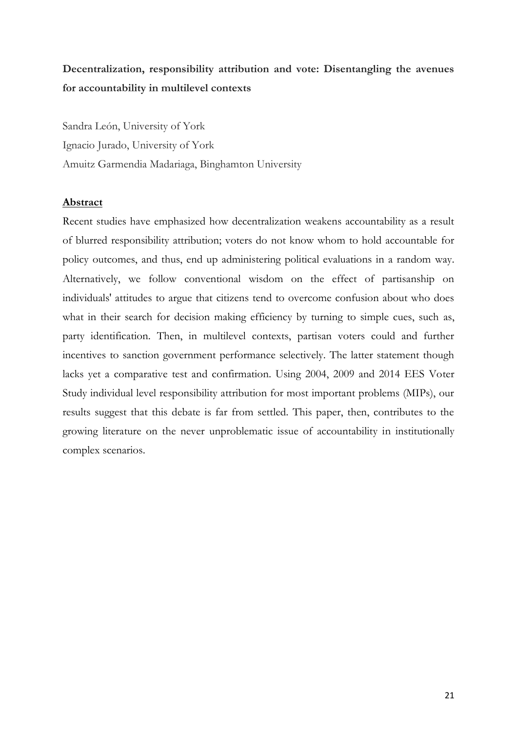**Decentralization, responsibility attribution and vote: Disentangling the avenues for accountability in multilevel contexts**

Sandra León, University of York

Ignacio Jurado, University of York

Amuitz Garmendia Madariaga, Binghamton University

**Abstract**

Recent studies have emphasized how decentralization weakens accountability as a result of blurred responsibility attribution; voters do not know whom to hold accountable for policy outcomes, and thus, end up administering political evaluations in a random way. Alternatively, we follow conventional wisdom on the effect of partisanship on individuals' attitudes to argue that citizens tend to overcome confusion about who does what in their search for decision making efficiency by turning to simple cues, such as, party identification. Then, in multilevel contexts, partisan voters could and further incentives to sanction government performance selectively. The latter statement though lacks yet a comparative test and confirmation. Using 2004, 2009 and 2014 EES Voter Study individual level responsibility attribution for most important problems (MIPs), our results suggest that this debate is far from settled. This paper, then, contributes to the growing literature on the never unproblematic issue of accountability in institutionally complex scenarios.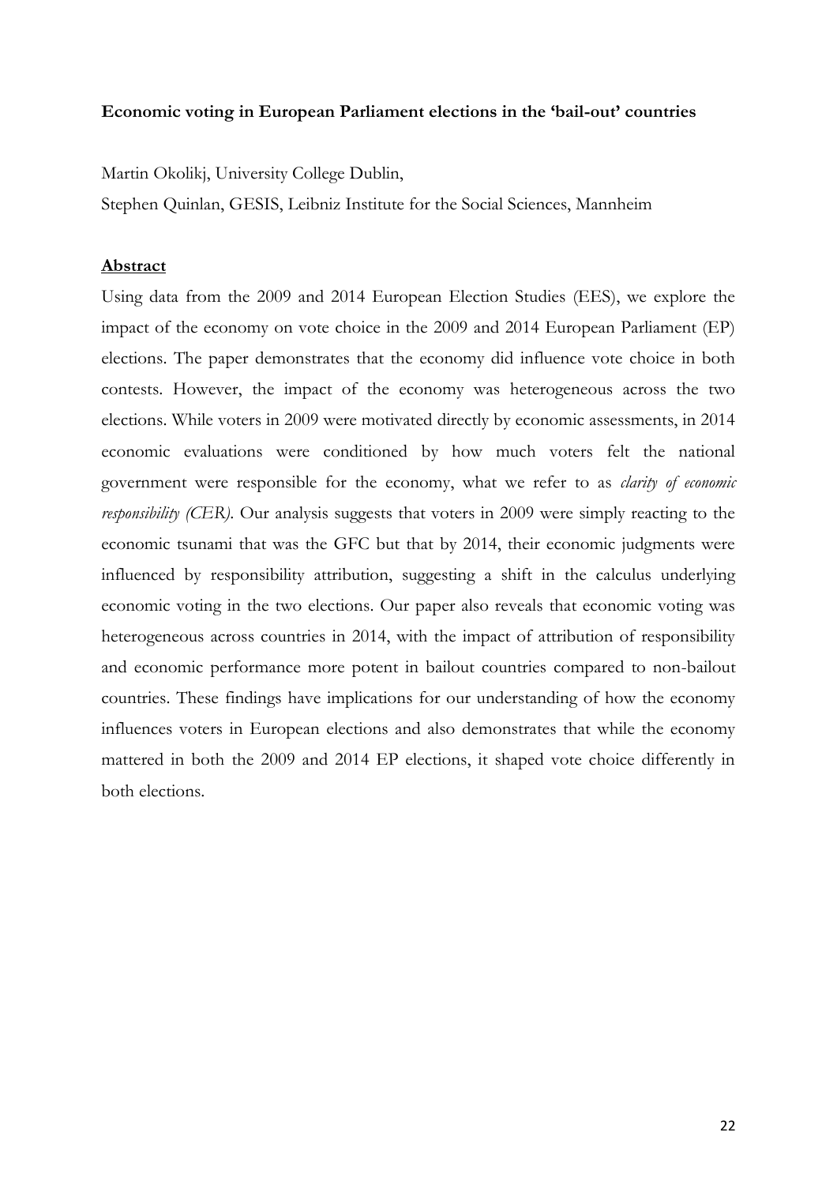**Economic voting in European Parliament elections in the 'bail-out' countries**

Martin Okolikj, University College Dublin,

Stephen Quinlan, GESIS, Leibniz Institute for the Social Sciences, Mannheim

**Abstract**

Using data from the 2009 and 2014 European Election Studies (EES), we explore the impact of the economy on vote choice in the 2009 and 2014 European Parliament (EP) elections. The paper demonstrates that the economy did influence vote choice in both contests. However, the impact of the economy was heterogeneous across the two elections. While voters in 2009 were motivated directly by economic assessments, in 2014 economic evaluations were conditioned by how much voters felt the national government were responsible for the economy, what we refer to as *clarity of economic responsibility (CER)*. Our analysis suggests that voters in 2009 were simply reacting to the economic tsunami that was the GFC but that by 2014, their economic judgments were influenced by responsibility attribution, suggesting a shift in the calculus underlying economic voting in the two elections. Our paper also reveals that economic voting was heterogeneous across countries in 2014, with the impact of attribution of responsibility and economic performance more potent in bailout countries compared to non-bailout countries. These findings have implications for our understanding of how the economy influences voters in European elections and also demonstrates that while the economy mattered in both the 2009 and 2014 EP elections, it shaped vote choice differently in both elections.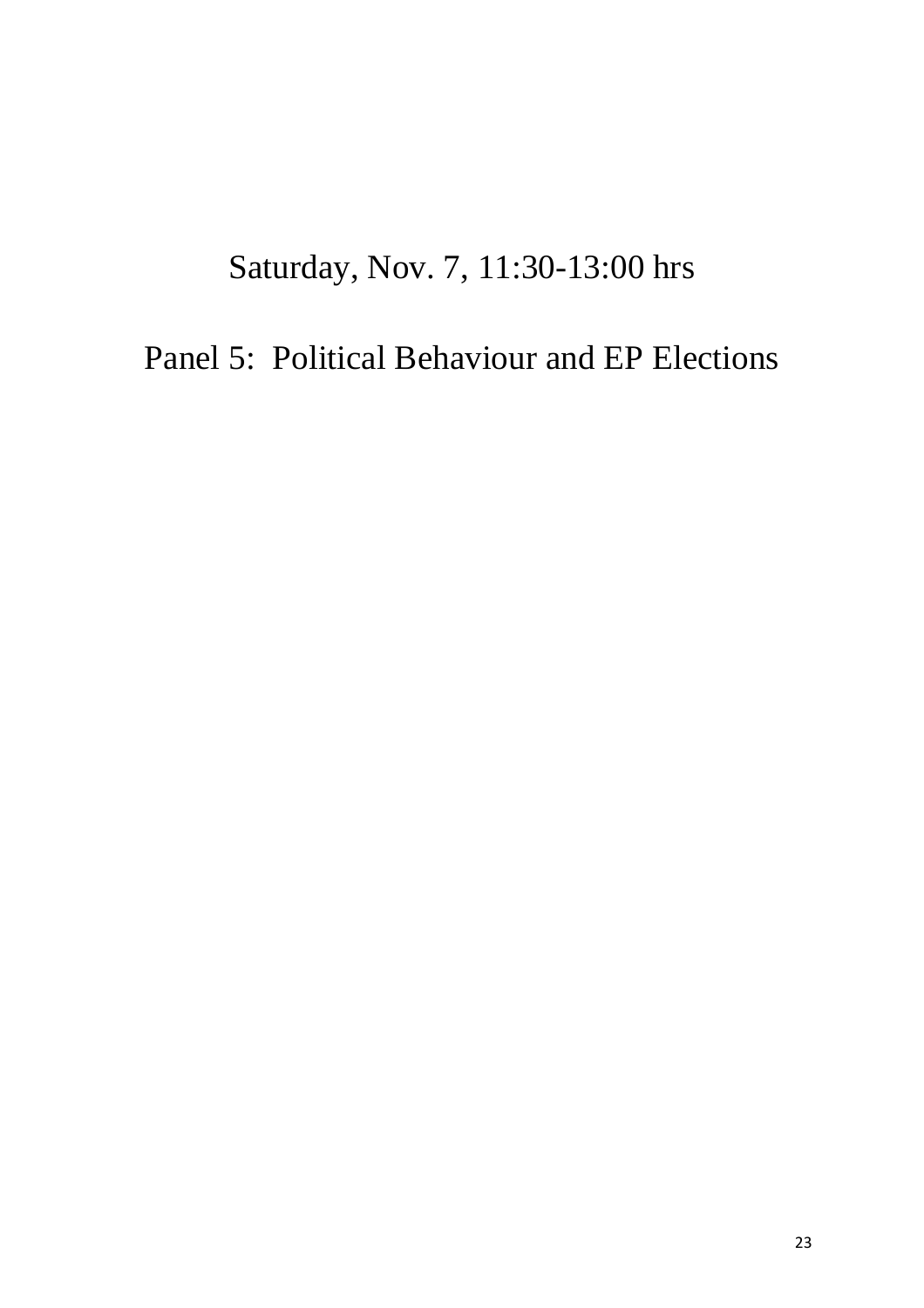# Saturday, Nov. 7, 11:30-13:00 hrs

# Panel 5: Political Behaviour and EP Elections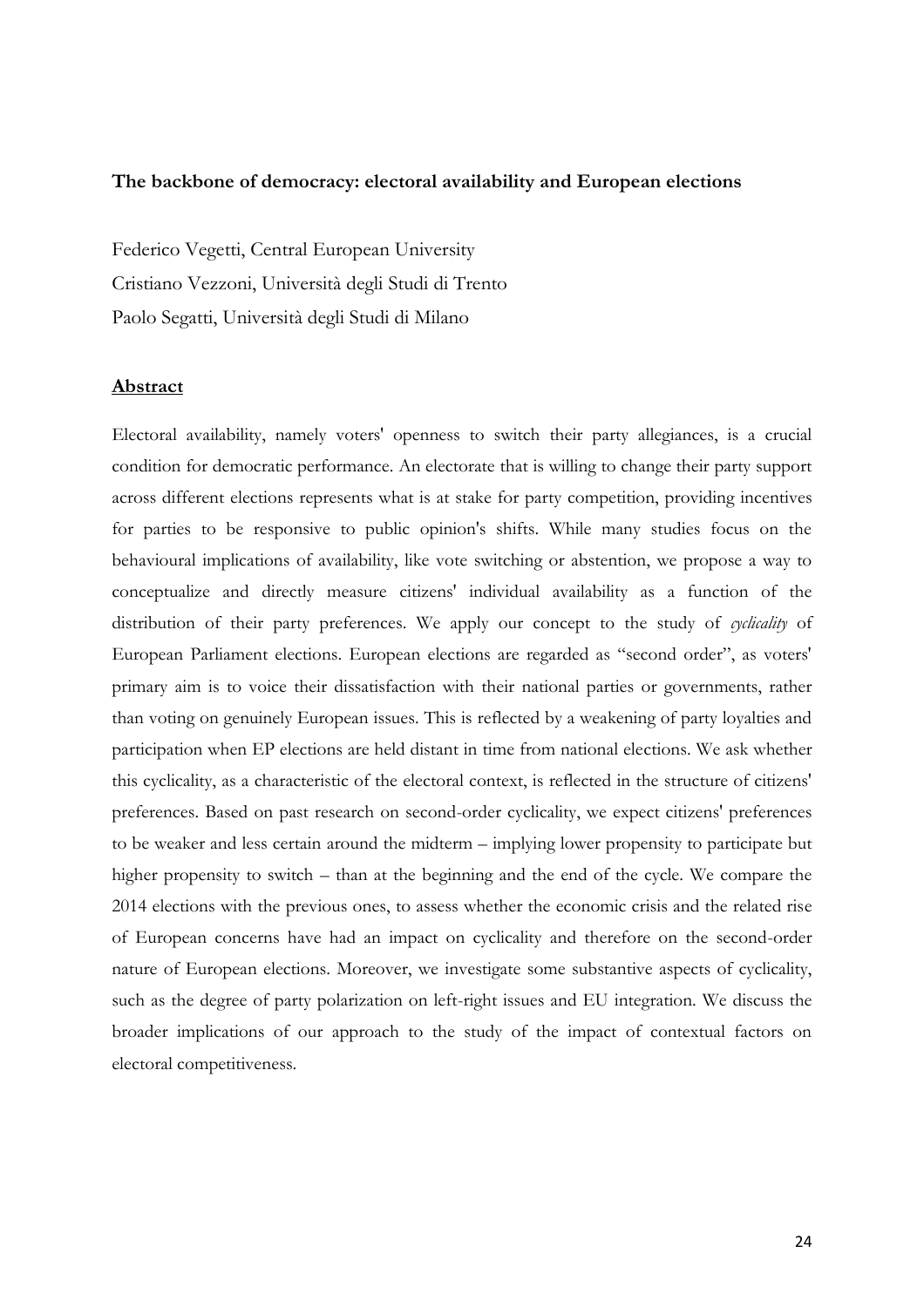**The backbone of democracy: electoral availability and European elections**

Federico Vegetti, Central European University

Cristiano Vezzoni, Università degli Studi di Trento

Paolo Segatti, Università degli Studi di Milano

**Abstract**

Electoral availability, namely voters' openness to switch their party allegiances, is a crucial condition for democratic performance. An electorate that is willing to change their party support across different elections represents what is at stake for party competition, providing incentives for parties to be responsive to public opinion's shifts. While many studies focus on the behavioural implications of availability, like vote switching or abstention, we propose a way to conceptualize and directly measure citizens' individual availability as a function of the distribution of their party preferences. We apply our concept to the study of *cyclicality* of European Parliament elections. European elections are regarded as "second order", as voters' primary aim is to voice their dissatisfaction with their national parties or governments, rather than voting on genuinely European issues. This is reflected by a weakening of party loyalties and participation when EP elections are held distant in time from national elections. We ask whether this cyclicality, as a characteristic of the electoral context, is reflected in the structure of citizens' preferences. Based on past research on second-order cyclicality, we expect citizens' preferences to be weaker and less certain around the midterm – implying lower propensity to participate but higher propensity to switch – than at the beginning and the end of the cycle. We compare the 2014 elections with the previous ones, to assess whether the economic crisis and the related rise of European concerns have had an impact on cyclicality and therefore on the second-order nature of European elections. Moreover, we investigate some substantive aspects of cyclicality, such as the degree of party polarization on left-right issues and EU integration. We discuss the broader implications of our approach to the study of the impact of contextual factors on electoral competitiveness.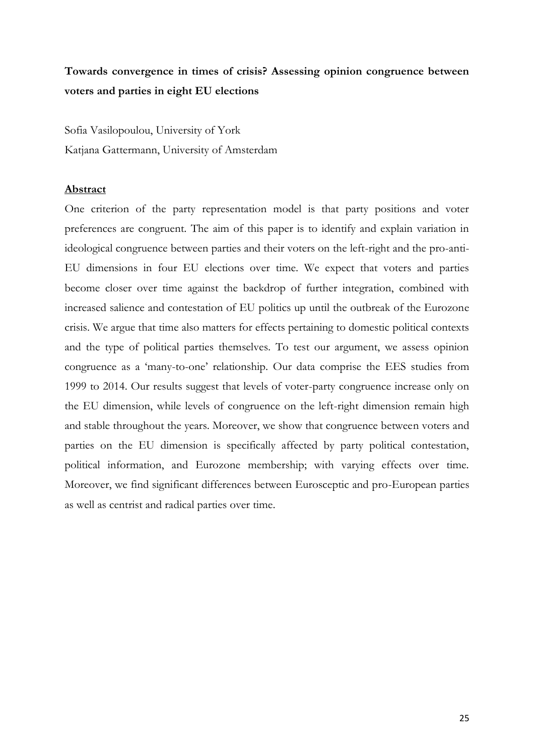**Towards convergence in times of crisis? Assessing opinion congruence between voters and parties in eight EU elections**

Sofia Vasilopoulou, University of York

Katjana Gattermann, University of Amsterdam

**Abstract**

One criterion of the party representation model is that party positions and voter preferences are congruent. The aim of this paper is to identify and explain variation in ideological congruence between parties and their voters on the left-right and the pro-anti-EU dimensions in four EU elections over time. We expect that voters and parties become closer over time against the backdrop of further integration, combined with increased salience and contestation of EU politics up until the outbreak of the Eurozone crisis. We argue that time also matters for effects pertaining to domestic political contexts and the type of political parties themselves. To test our argument, we assess opinion congruence as a 'many-to-one' relationship. Our data comprise the EES studies from 1999 to 2014. Our results suggest that levels of voter-party congruence increase only on the EU dimension, while levels of congruence on the left-right dimension remain high and stable throughout the years. Moreover, we show that congruence between voters and parties on the EU dimension is specifically affected by party political contestation, political information, and Eurozone membership; with varying effects over time. Moreover, we find significant differences between Eurosceptic and pro-European parties as well as centrist and radical parties over time.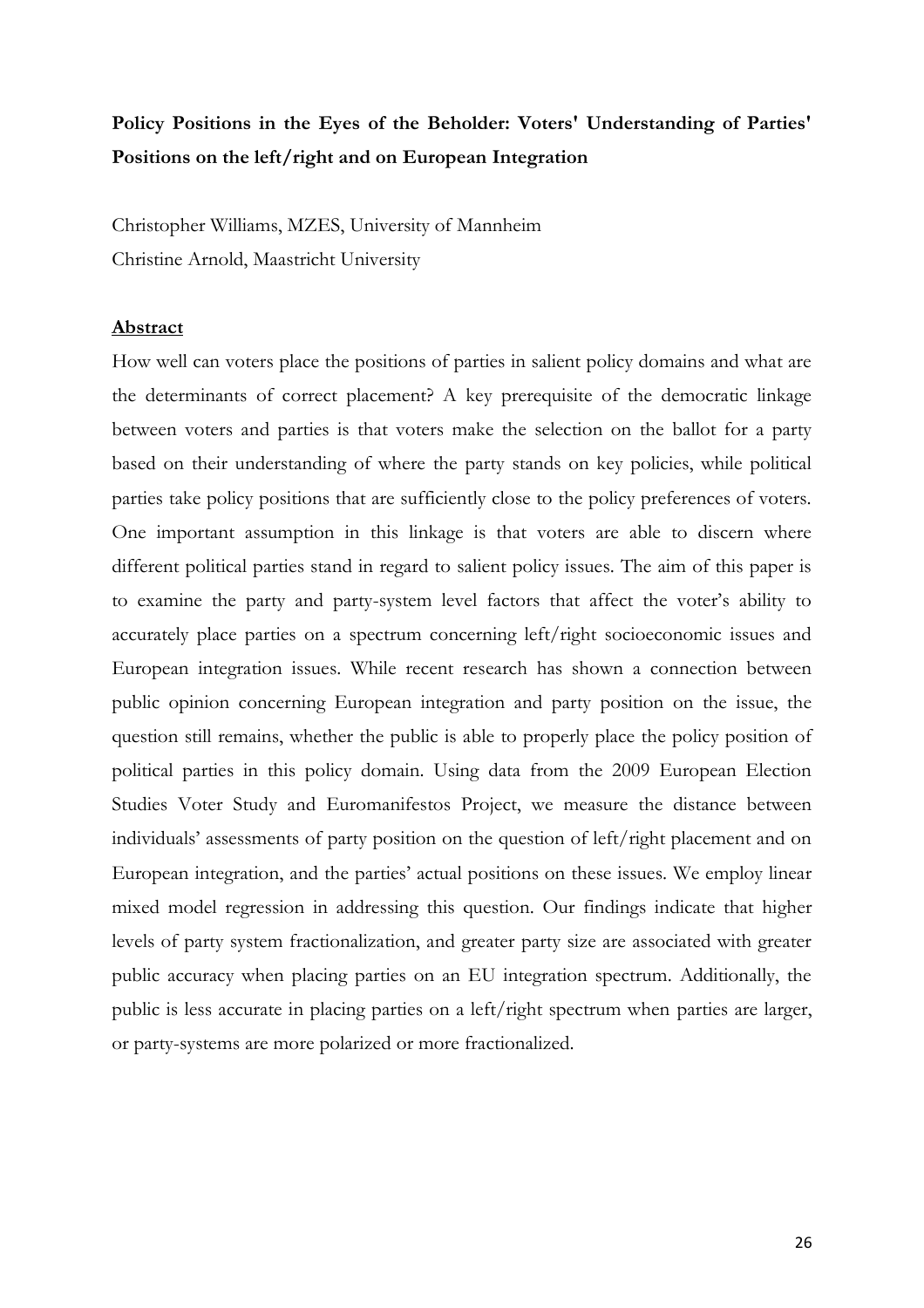**Policy Positions in the Eyes of the Beholder: Voters' Understanding of Parties' Positions on the left/right and on European Integration**

Christopher Williams, MZES, University of Mannheim

Christine Arnold, Maastricht University

**Abstract**

How well can voters place the positions of parties in salient policy domains and what are the determinants of correct placement? A key prerequisite of the democratic linkage between voters and parties is that voters make the selection on the ballot for a party based on their understanding of where the party stands on key policies, while political parties take policy positions that are sufficiently close to the policy preferences of voters. One important assumption in this linkage is that voters are able to discern where different political parties stand in regard to salient policy issues. The aim of this paper is to examine the party and party-system level factors that affect the voter's ability to accurately place parties on a spectrum concerning left/right socioeconomic issues and European integration issues. While recent research has shown a connection between public opinion concerning European integration and party position on the issue, the question still remains, whether the public is able to properly place the policy position of political parties in this policy domain. Using data from the 2009 European Election Studies Voter Study and Euromanifestos Project, we measure the distance between individuals' assessments of party position on the question of left/right placement and on European integration, and the parties' actual positions on these issues. We employ linear mixed model regression in addressing this question. Our findings indicate that higher levels of party system fractionalization, and greater party size are associated with greater public accuracy when placing parties on an EU integration spectrum. Additionally, the public is less accurate in placing parties on a left/right spectrum when parties are larger, or party-systems are more polarized or more fractionalized.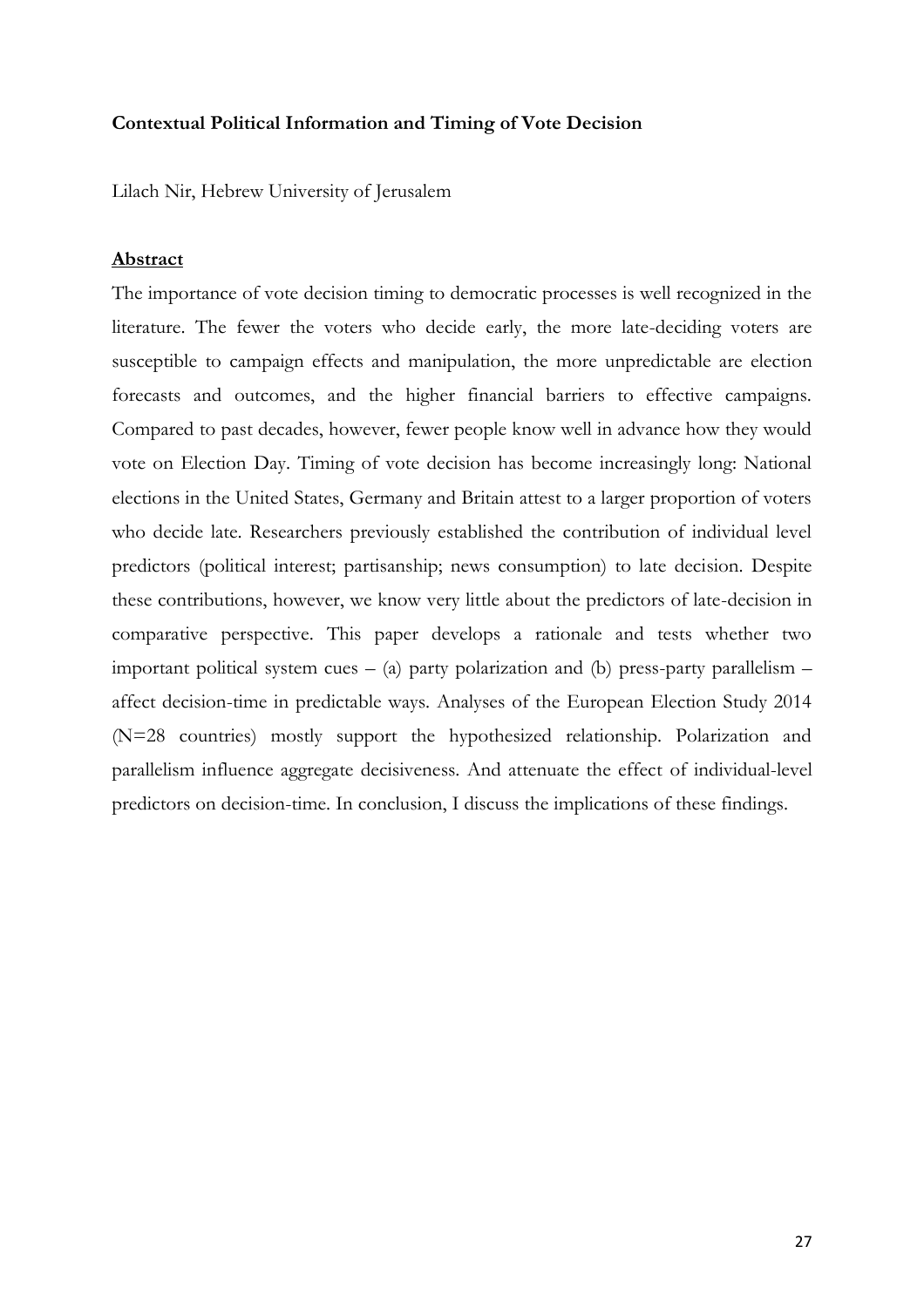**Contextual Political Information and Timing of Vote Decision**

Lilach Nir, Hebrew University of Jerusalem

**Abstract**

The importance of vote decision timing to democratic processes is well recognized in the literature. The fewer the voters who decide early, the more late-deciding voters are susceptible to campaign effects and manipulation, the more unpredictable are election forecasts and outcomes, and the higher financial barriers to effective campaigns. Compared to past decades, however, fewer people know well in advance how they would vote on Election Day. Timing of vote decision has become increasingly long: National elections in the United States, Germany and Britain attest to a larger proportion of voters who decide late. Researchers previously established the contribution of individual level predictors (political interest; partisanship; news consumption) to late decision. Despite these contributions, however, we know very little about the predictors of late-decision in comparative perspective. This paper develops a rationale and tests whether two important political system cues – (a) party polarization and (b) press-party parallelism – affect decision-time in predictable ways. Analyses of the European Election Study 2014 (N=28 countries) mostly support the hypothesized relationship. Polarization and parallelism influence aggregate decisiveness. And attenuate the effect of individual-level predictors on decision-time. In conclusion, I discuss the implications of these findings.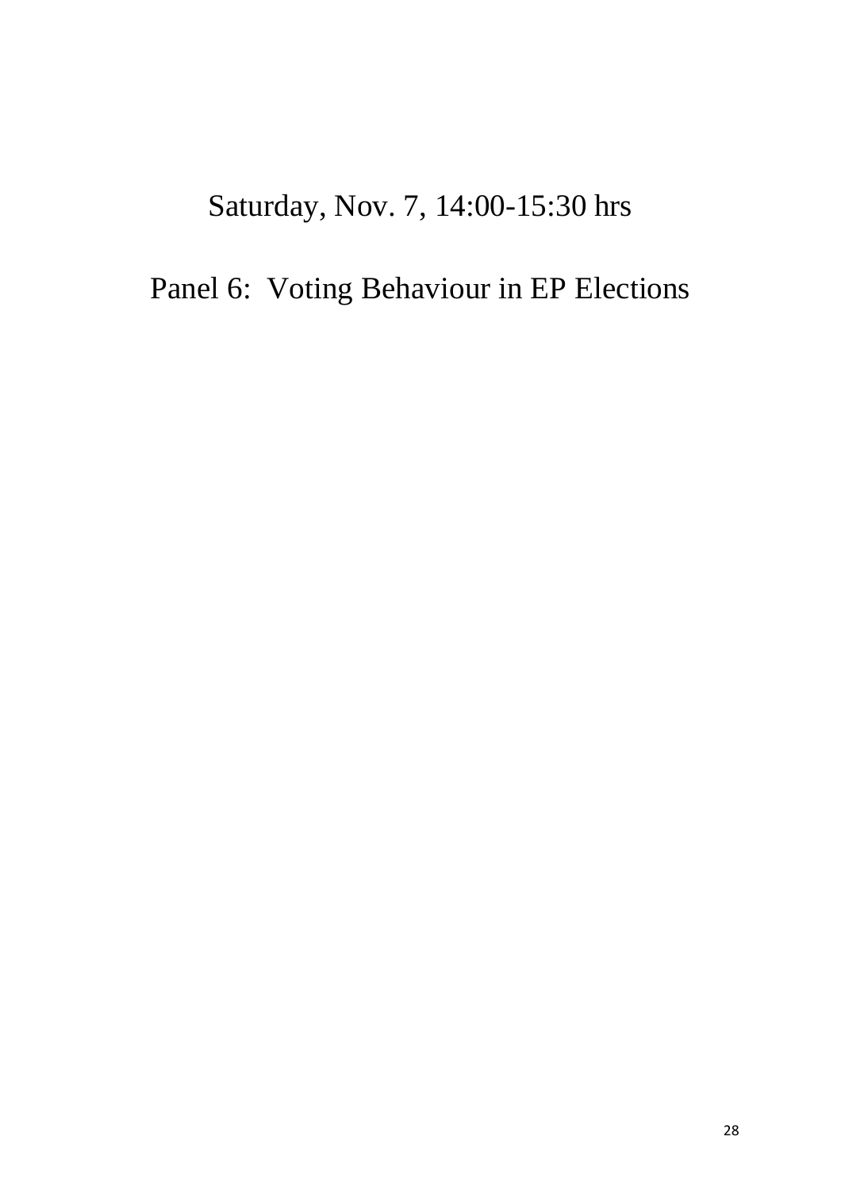Saturday, Nov. 7, 14:00-15:30 hrs

# Panel 6: Voting Behaviour in EP Elections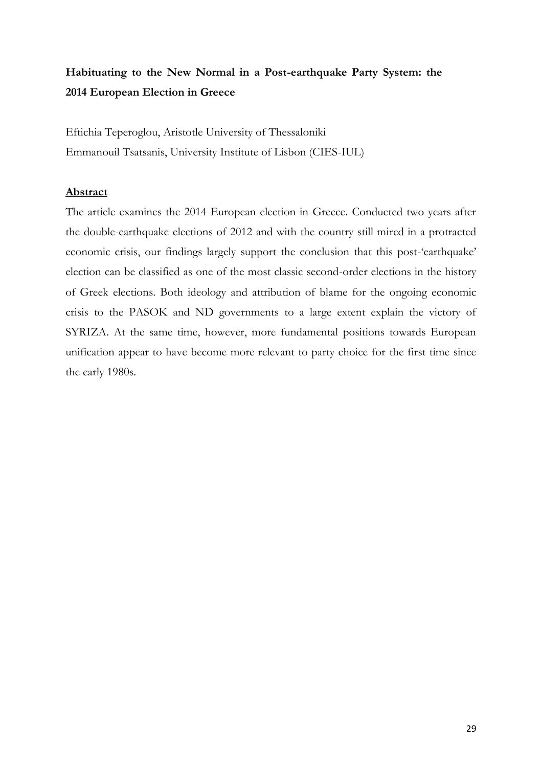# Habituating to the New Normal in a Post-earthquake Party System: the 2014 European Election in Greece

Eftichia Teperoglou, Aristotle University of Thessaloniki
Emmanouil Tsatsanis, University Institute of Lisbon (CIES-IUL)

## Abstract

The article examines the 2014 European election in Greece. Conducted two years after the double-earthquake elections of 2012 and with the country still mired in a protracted economic crisis, our findings largely support the conclusion that this post-'earthquake' election can be classified as one of the most classic second-order elections in the history of Greek elections. Both ideology and attribution of blame for the ongoing economic crisis to the PASOK and ND governments to a large extent explain the victory of SYRIZA. At the same time, however, more fundamental positions towards European unification appear to have become more relevant to party choice for the first time since the early 1980s.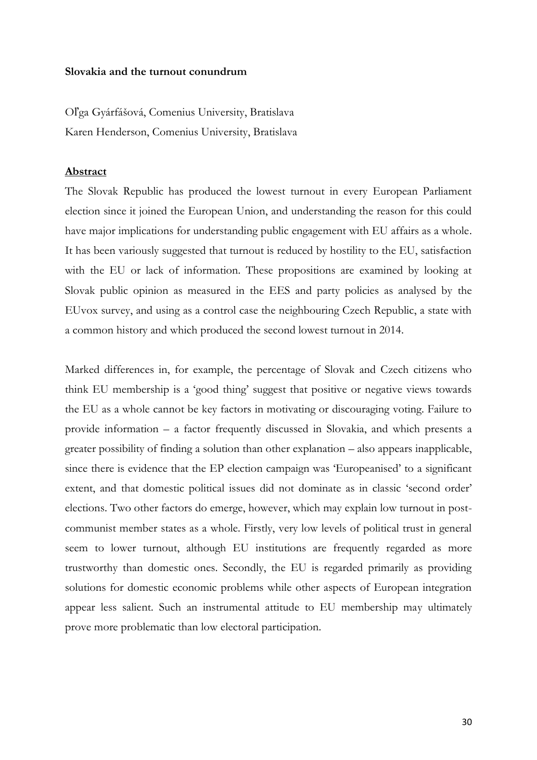**Slovakia and the turnout conundrum**

Oľga Gyárfášová, Comenius University, Bratislava
Karen Henderson, Comenius University, Bratislava

**Abstract**

The Slovak Republic has produced the lowest turnout in every European Parliament election since it joined the European Union, and understanding the reason for this could have major implications for understanding public engagement with EU affairs as a whole. It has been variously suggested that turnout is reduced by hostility to the EU, satisfaction with the EU or lack of information. These propositions are examined by looking at Slovak public opinion as measured in the EES and party policies as analysed by the EUvox survey, and using as a control case the neighbouring Czech Republic, a state with a common history and which produced the second lowest turnout in 2014.

Marked differences in, for example, the percentage of Slovak and Czech citizens who think EU membership is a 'good thing' suggest that positive or negative views towards the EU as a whole cannot be key factors in motivating or discouraging voting. Failure to provide information – a factor frequently discussed in Slovakia, and which presents a greater possibility of finding a solution than other explanation – also appears inapplicable, since there is evidence that the EP election campaign was 'Europeanised' to a significant extent, and that domestic political issues did not dominate as in classic 'second order' elections. Two other factors do emerge, however, which may explain low turnout in post-communist member states as a whole. Firstly, very low levels of political trust in general seem to lower turnout, although EU institutions are frequently regarded as more trustworthy than domestic ones. Secondly, the EU is regarded primarily as providing solutions for domestic economic problems while other aspects of European integration appear less salient. Such an instrumental attitude to EU membership may ultimately prove more problematic than low electoral participation.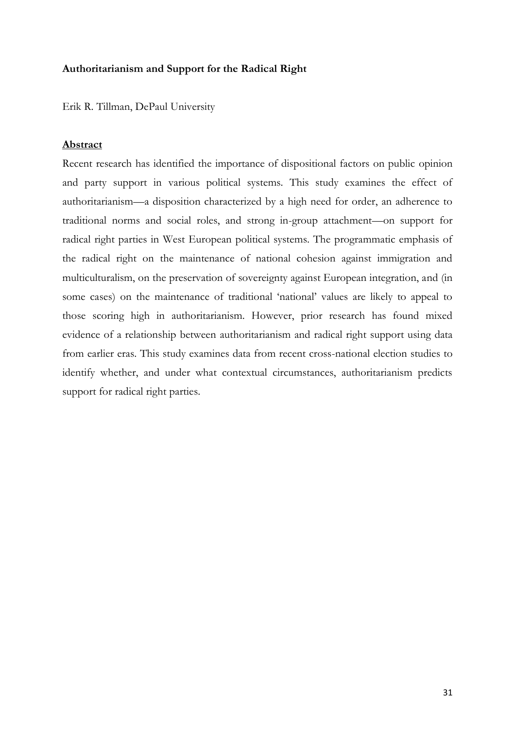**Authoritarianism and Support for the Radical Right**

Erik R. Tillman, DePaul University

**Abstract**

Recent research has identified the importance of dispositional factors on public opinion and party support in various political systems. This study examines the effect of authoritarianism—a disposition characterized by a high need for order, an adherence to traditional norms and social roles, and strong in-group attachment—on support for radical right parties in West European political systems. The programmatic emphasis of the radical right on the maintenance of national cohesion against immigration and multiculturalism, on the preservation of sovereignty against European integration, and (in some cases) on the maintenance of traditional 'national' values are likely to appeal to those scoring high in authoritarianism. However, prior research has found mixed evidence of a relationship between authoritarianism and radical right support using data from earlier eras. This study examines data from recent cross-national election studies to identify whether, and under what contextual circumstances, authoritarianism predicts support for radical right parties.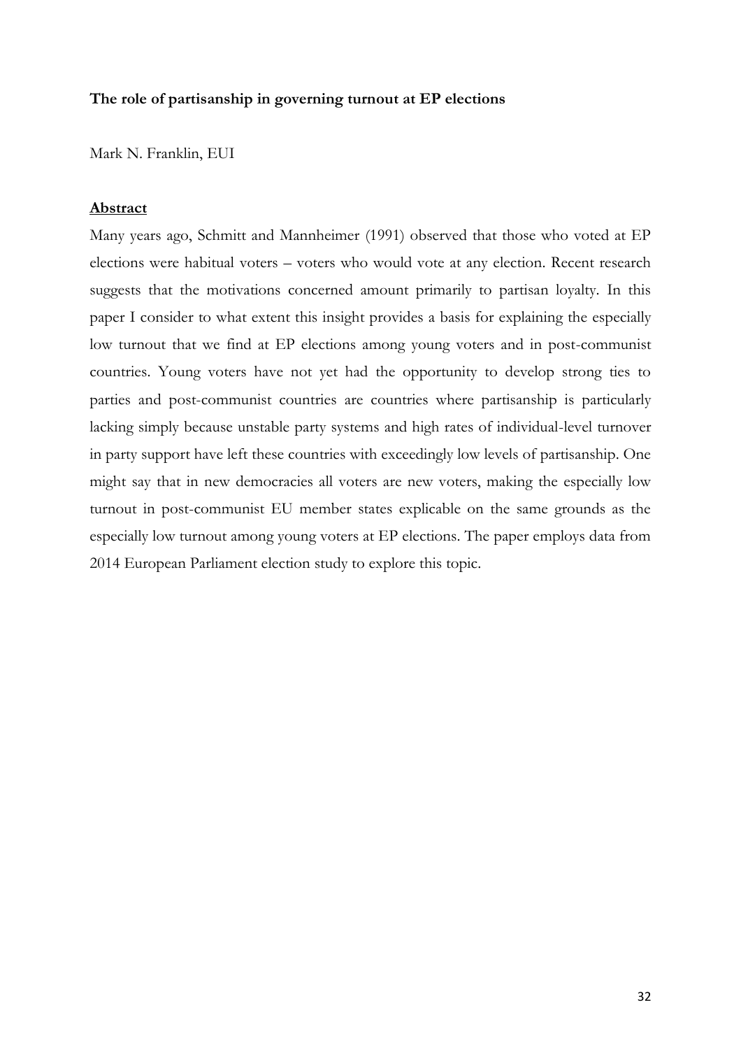**The role of partisanship in governing turnout at EP elections**

Mark N. Franklin, EUI

**Abstract**

Many years ago, Schmitt and Mannheimer (1991) observed that those who voted at EP elections were habitual voters – voters who would vote at any election. Recent research suggests that the motivations concerned amount primarily to partisan loyalty. In this paper I consider to what extent this insight provides a basis for explaining the especially low turnout that we find at EP elections among young voters and in post-communist countries. Young voters have not yet had the opportunity to develop strong ties to parties and post-communist countries are countries where partisanship is particularly lacking simply because unstable party systems and high rates of individual-level turnover in party support have left these countries with exceedingly low levels of partisanship. One might say that in new democracies all voters are new voters, making the especially low turnout in post-communist EU member states explicable on the same grounds as the especially low turnout among young voters at EP elections. The paper employs data from 2014 European Parliament election study to explore this topic.